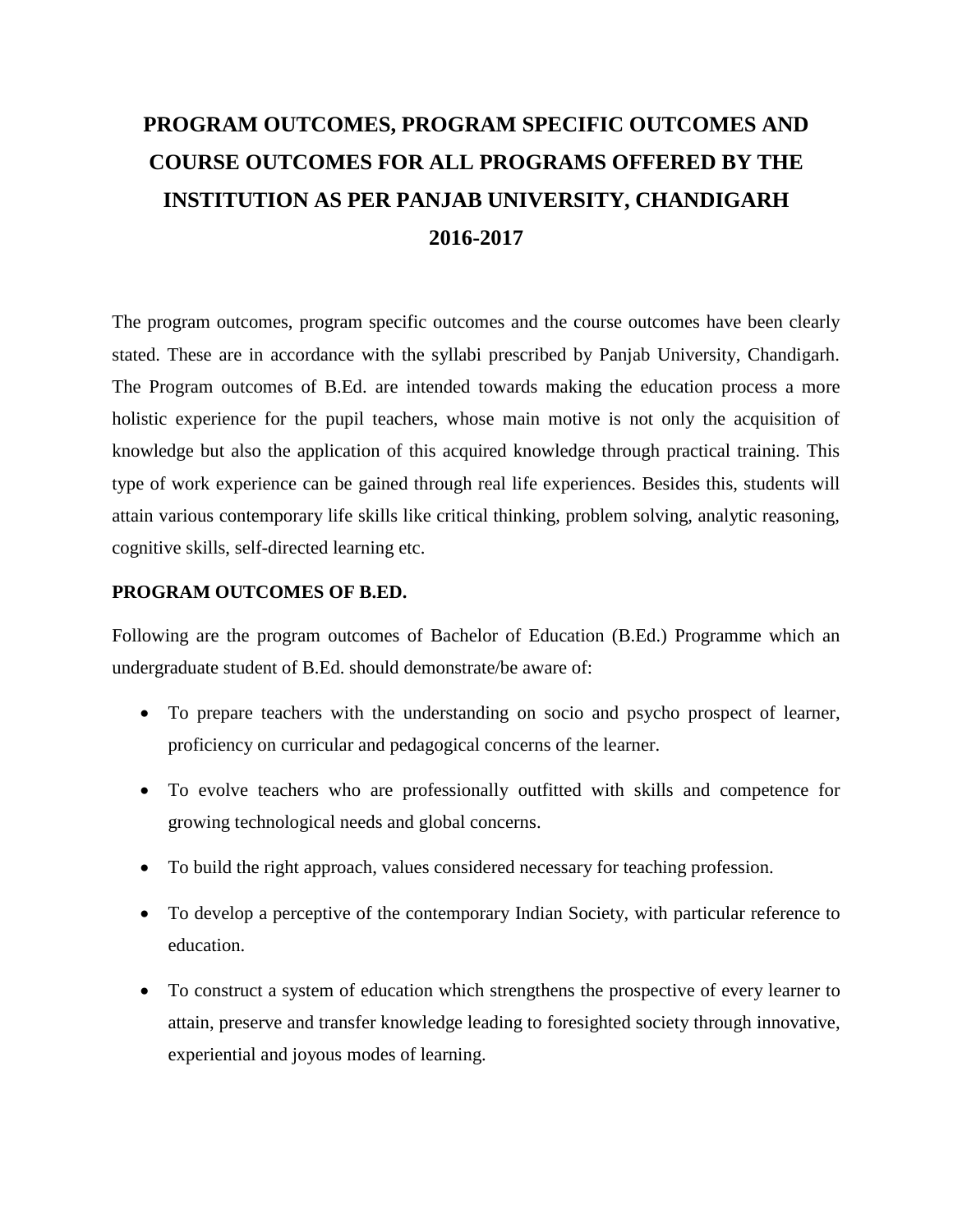# PROGRAM OUTCOMES, PROGRAM SPECIFIC OUTCOMES AND COURSE OUTCOMES FOR ALL PROGRAMS OFFERED BY THE INSTITUTION AS PER PANJAB UNIVERSITY, CHANDIGARH 2016-2017

The program outcomes, program specific outcomes and the course outcomes have been clearly stated. These are in accordance with the syllabi prescribed by Panjab University, Chandigarh. The Program outcomes of B.Ed. are intended towards making the education process a more holistic experience for the pupil teachers, whose main motive is not only the acquisition of knowledge but also the application of this acquired knowledge through practical training. This type of work experience can be gained through real life experiences. Besides this, students will attain various contemporary life skills like critical thinking, problem solving, analytic reasoning, cognitive skills, self-directed learning etc.

**PROGRAM OUTCOMES OF B.ED.**

Following are the program outcomes of Bachelor of Education (B.Ed.) Programme which an undergraduate student of B.Ed. should demonstrate/be aware of:

- To prepare teachers with the understanding on socio and psycho prospect of learner, proficiency on curricular and pedagogical concerns of the learner.
- To evolve teachers who are professionally outfitted with skills and competence for growing technological needs and global concerns.
- To build the right approach, values considered necessary for teaching profession.
- To develop a perceptive of the contemporary Indian Society, with particular reference to education.
- To construct a system of education which strengthens the prospective of every learner to attain, preserve and transfer knowledge leading to foresighted society through innovative, experiential and joyous modes of learning.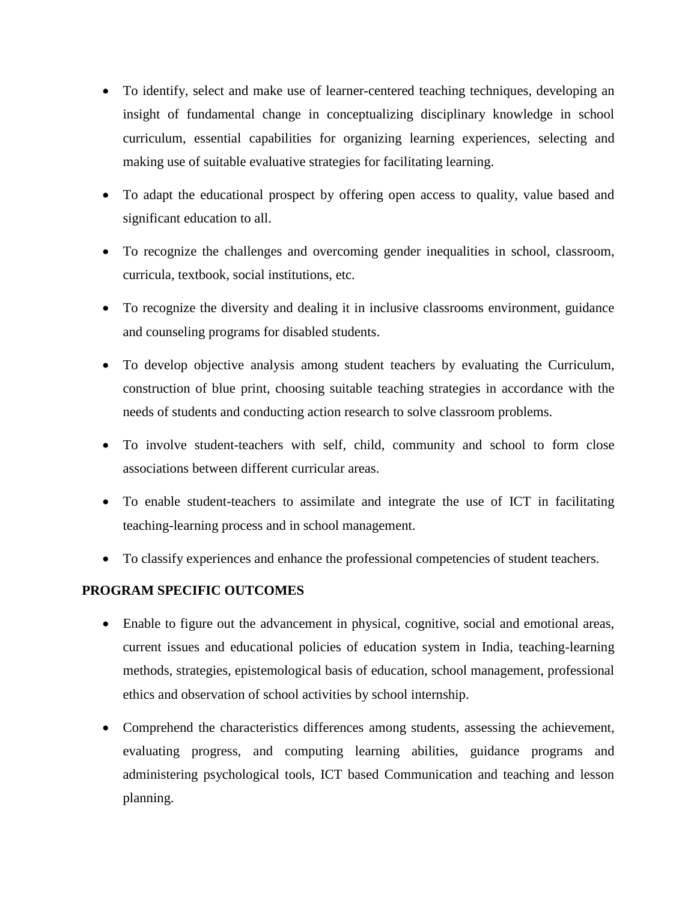- To identify, select and make use of learner-centered teaching techniques, developing an insight of fundamental change in conceptualizing disciplinary knowledge in school curriculum, essential capabilities for organizing learning experiences, selecting and making use of suitable evaluative strategies for facilitating learning.
- To adapt the educational prospect by offering open access to quality, value based and significant education to all.
- To recognize the challenges and overcoming gender inequalities in school, classroom, curricula, textbook, social institutions, etc.
- To recognize the diversity and dealing it in inclusive classrooms environment, guidance and counseling programs for disabled students.
- To develop objective analysis among student teachers by evaluating the Curriculum, construction of blue print, choosing suitable teaching strategies in accordance with the needs of students and conducting action research to solve classroom problems.
- To involve student-teachers with self, child, community and school to form close associations between different curricular areas.
- To enable student-teachers to assimilate and integrate the use of ICT in facilitating teaching-learning process and in school management.
- To classify experiences and enhance the professional competencies of student teachers.

**PROGRAM SPECIFIC OUTCOMES**

- Enable to figure out the advancement in physical, cognitive, social and emotional areas, current issues and educational policies of education system in India, teaching-learning methods, strategies, epistemological basis of education, school management, professional ethics and observation of school activities by school internship.
- Comprehend the characteristics differences among students, assessing the achievement, evaluating progress, and computing learning abilities, guidance programs and administering psychological tools, ICT based Communication and teaching and lesson planning.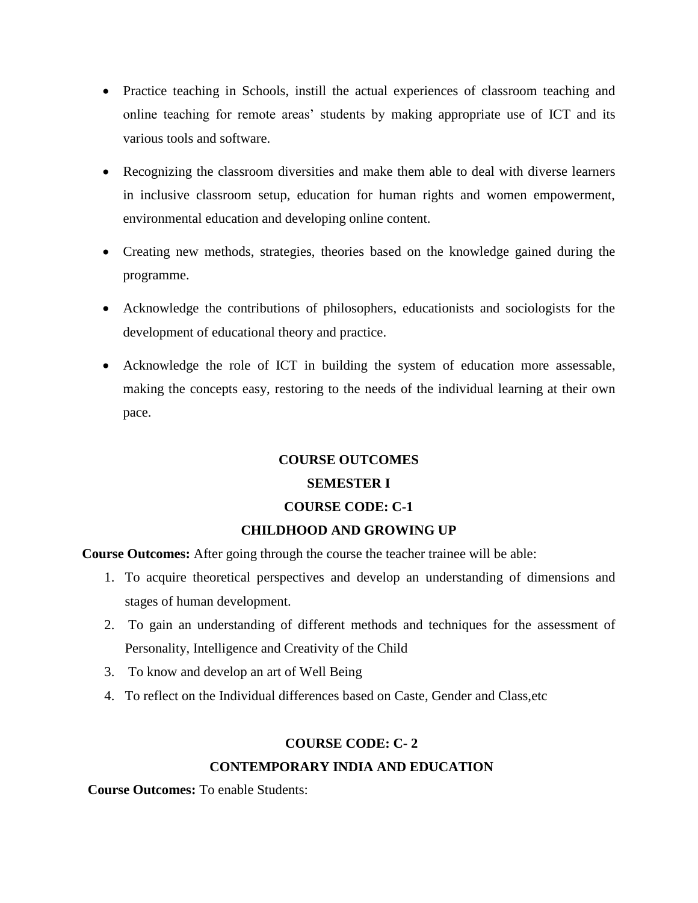- Practice teaching in Schools, instill the actual experiences of classroom teaching and online teaching for remote areas' students by making appropriate use of ICT and its various tools and software.
- Recognizing the classroom diversities and make them able to deal with diverse learners in inclusive classroom setup, education for human rights and women empowerment, environmental education and developing online content.
- Creating new methods, strategies, theories based on the knowledge gained during the programme.
- Acknowledge the contributions of philosophers, educationists and sociologists for the development of educational theory and practice.
- Acknowledge the role of ICT in building the system of education more assessable, making the concepts easy, restoring to the needs of the individual learning at their own pace.

## COURSE OUTCOMES

## SEMESTER I

### COURSE CODE: C-1

### CHILDHOOD AND GROWING UP

**Course Outcomes:** After going through the course the teacher trainee will be able:

1. To acquire theoretical perspectives and develop an understanding of dimensions and stages of human development.
2. To gain an understanding of different methods and techniques for the assessment of Personality, Intelligence and Creativity of the Child
3. To know and develop an art of Well Being
4. To reflect on the Individual differences based on Caste, Gender and Class,etc

### COURSE CODE: C- 2

### CONTEMPORARY INDIA AND EDUCATION

**Course Outcomes:** To enable Students: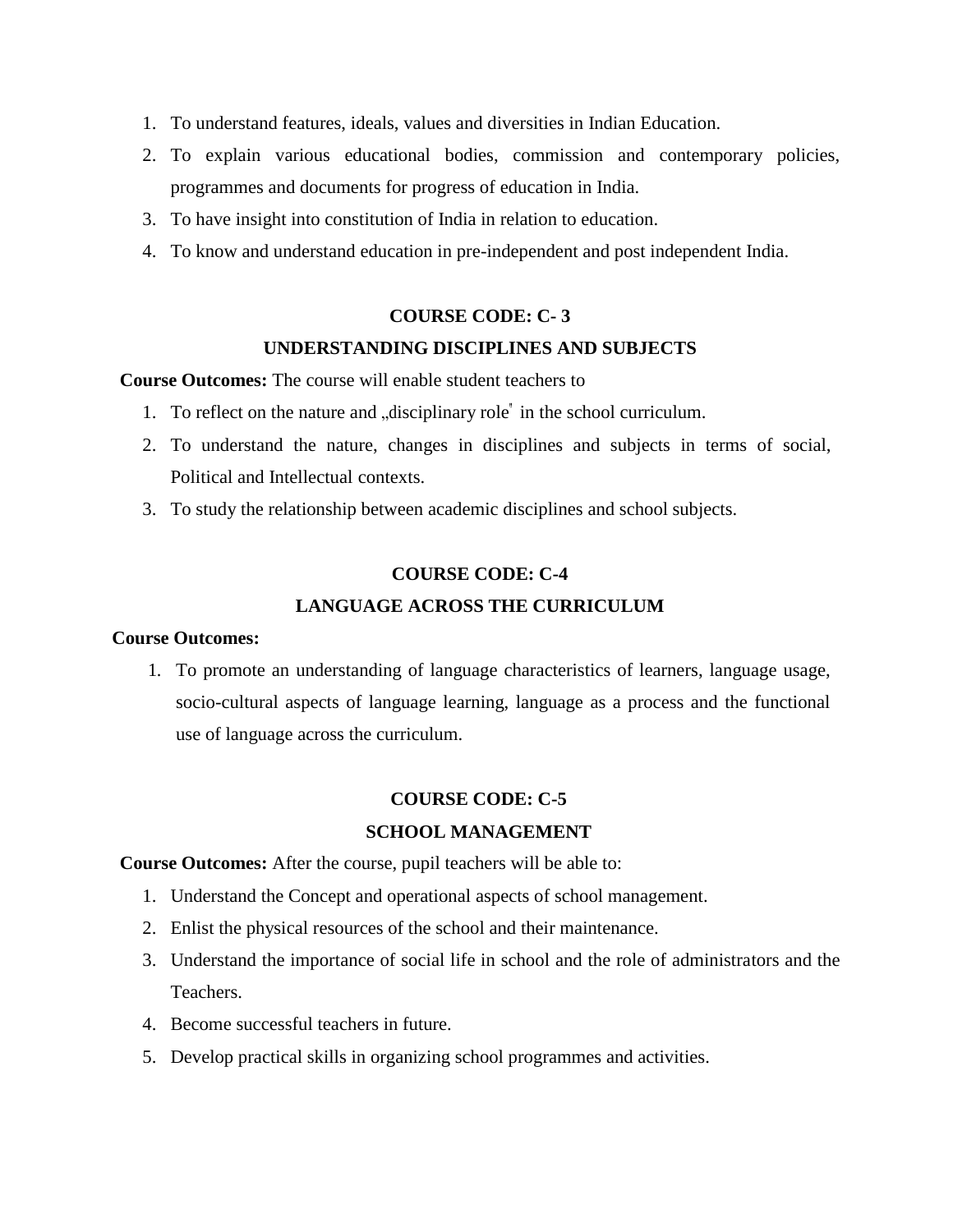1. To understand features, ideals, values and diversities in Indian Education.
2. To explain various educational bodies, commission and contemporary policies, programmes and documents for progress of education in India.
3. To have insight into constitution of India in relation to education.
4. To know and understand education in pre-independent and post independent India.

**COURSE CODE: C- 3**

**UNDERSTANDING DISCIPLINES AND SUBJECTS**

**Course Outcomes:** The course will enable student teachers to

1. To reflect on the nature and „disciplinary role" in the school curriculum.
2. To understand the nature, changes in disciplines and subjects in terms of social, Political and Intellectual contexts.
3. To study the relationship between academic disciplines and school subjects.

**COURSE CODE: C-4**

**LANGUAGE ACROSS THE CURRICULUM**

**Course Outcomes:**

1. To promote an understanding of language characteristics of learners, language usage, socio-cultural aspects of language learning, language as a process and the functional use of language across the curriculum.

**COURSE CODE: C-5**

**SCHOOL MANAGEMENT**

**Course Outcomes:** After the course, pupil teachers will be able to:

1. Understand the Concept and operational aspects of school management.
2. Enlist the physical resources of the school and their maintenance.
3. Understand the importance of social life in school and the role of administrators and the Teachers.
4. Become successful teachers in future.
5. Develop practical skills in organizing school programmes and activities.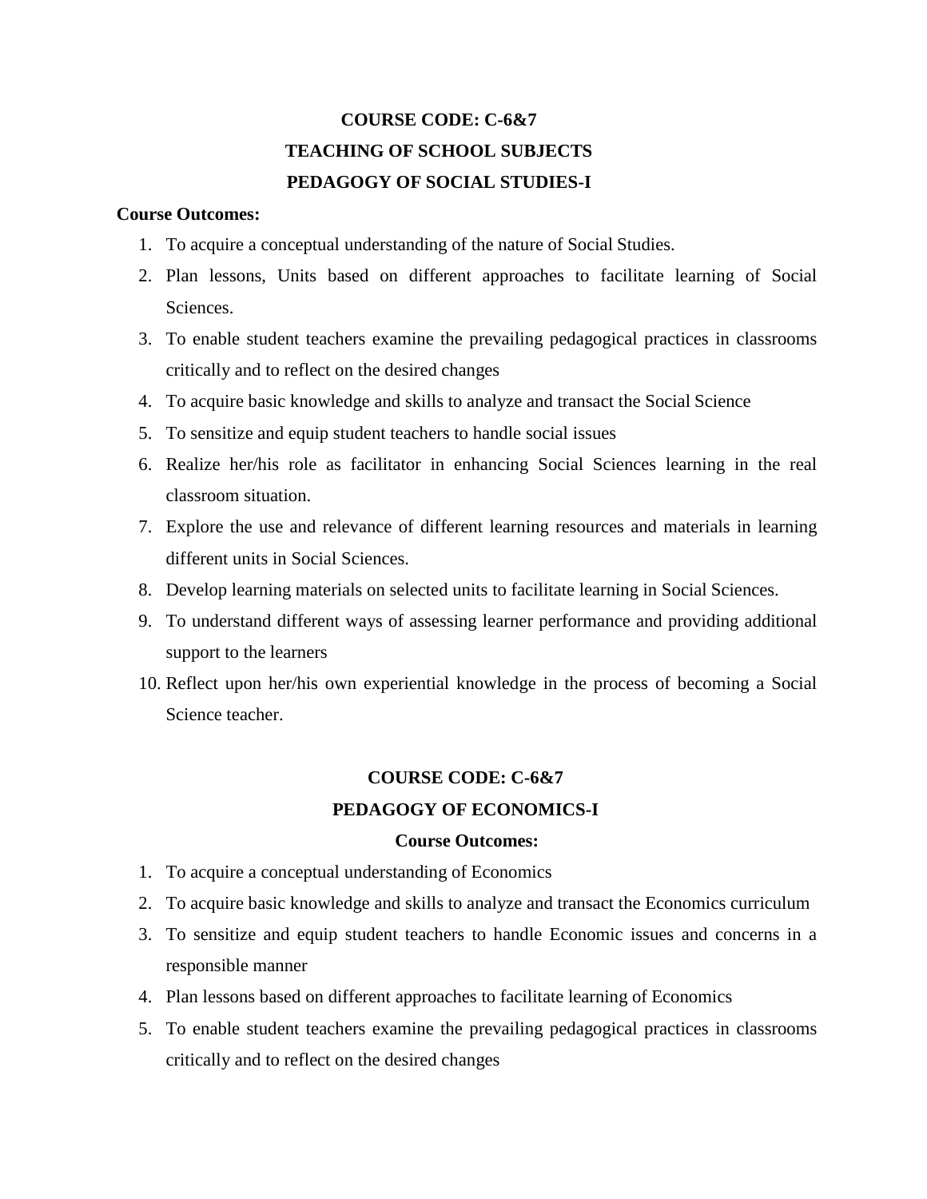## COURSE CODE: C-6&7

## TEACHING OF SCHOOL SUBJECTS

## PEDAGOGY OF SOCIAL STUDIES-I

**Course Outcomes:**

1. To acquire a conceptual understanding of the nature of Social Studies.
2. Plan lessons, Units based on different approaches to facilitate learning of Social Sciences.
3. To enable student teachers examine the prevailing pedagogical practices in classrooms critically and to reflect on the desired changes
4. To acquire basic knowledge and skills to analyze and transact the Social Science
5. To sensitize and equip student teachers to handle social issues
6. Realize her/his role as facilitator in enhancing Social Sciences learning in the real classroom situation.
7. Explore the use and relevance of different learning resources and materials in learning different units in Social Sciences.
8. Develop learning materials on selected units to facilitate learning in Social Sciences.
9. To understand different ways of assessing learner performance and providing additional support to the learners
10. Reflect upon her/his own experiential knowledge in the process of becoming a Social Science teacher.

## COURSE CODE: C-6&7

## PEDAGOGY OF ECONOMICS-I

**Course Outcomes:**

1. To acquire a conceptual understanding of Economics
2. To acquire basic knowledge and skills to analyze and transact the Economics curriculum
3. To sensitize and equip student teachers to handle Economic issues and concerns in a responsible manner
4. Plan lessons based on different approaches to facilitate learning of Economics
5. To enable student teachers examine the prevailing pedagogical practices in classrooms critically and to reflect on the desired changes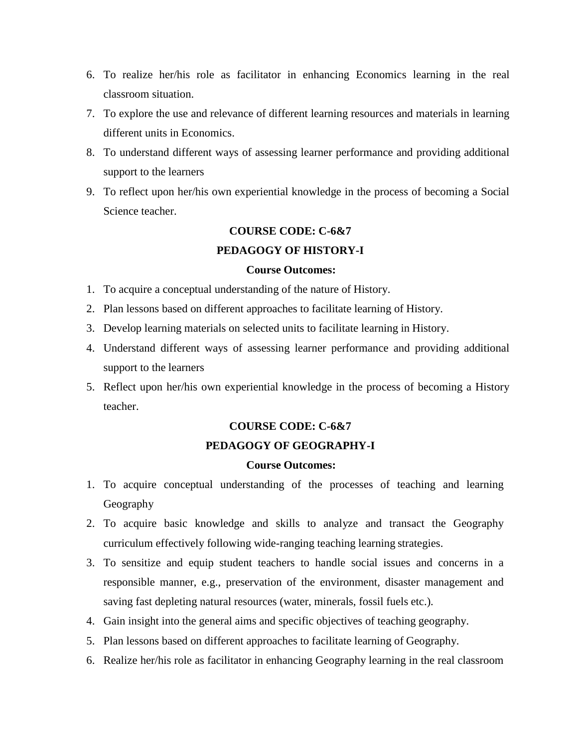6. To realize her/his role as facilitator in enhancing Economics learning in the real classroom situation.
7. To explore the use and relevance of different learning resources and materials in learning different units in Economics.
8. To understand different ways of assessing learner performance and providing additional support to the learners
9. To reflect upon her/his own experiential knowledge in the process of becoming a Social Science teacher.

**COURSE CODE: C-6&7**

**PEDAGOGY OF HISTORY-I**

**Course Outcomes:**

1. To acquire a conceptual understanding of the nature of History.
2. Plan lessons based on different approaches to facilitate learning of History.
3. Develop learning materials on selected units to facilitate learning in History.
4. Understand different ways of assessing learner performance and providing additional support to the learners
5. Reflect upon her/his own experiential knowledge in the process of becoming a History teacher.

**COURSE CODE: C-6&7**

**PEDAGOGY OF GEOGRAPHY-I**

**Course Outcomes:**

1. To acquire conceptual understanding of the processes of teaching and learning Geography
2. To acquire basic knowledge and skills to analyze and transact the Geography curriculum effectively following wide-ranging teaching learning strategies.
3. To sensitize and equip student teachers to handle social issues and concerns in a responsible manner, e.g., preservation of the environment, disaster management and saving fast depleting natural resources (water, minerals, fossil fuels etc.).
4. Gain insight into the general aims and specific objectives of teaching geography.
5. Plan lessons based on different approaches to facilitate learning of Geography.
6. Realize her/his role as facilitator in enhancing Geography learning in the real classroom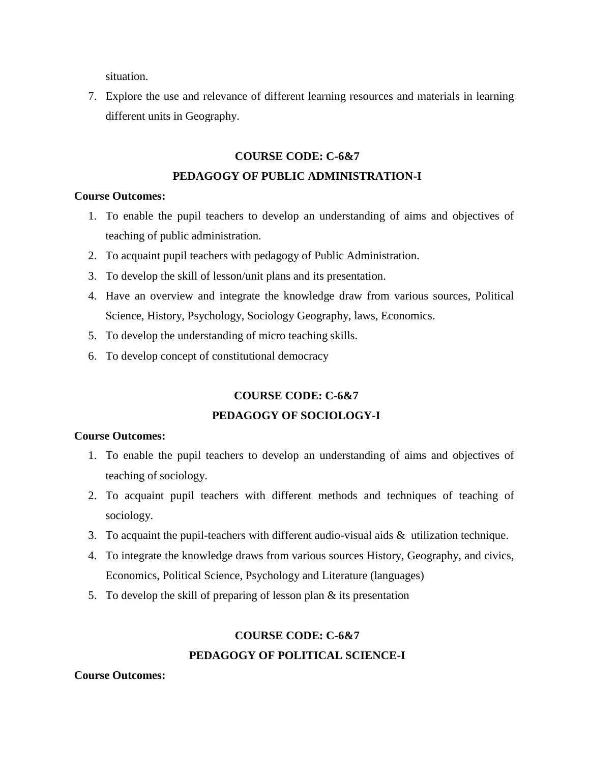situation.

7. Explore the use and relevance of different learning resources and materials in learning different units in Geography.

## COURSE CODE: C-6&7

## PEDAGOGY OF PUBLIC ADMINISTRATION-I

**Course Outcomes:**

1. To enable the pupil teachers to develop an understanding of aims and objectives of teaching of public administration.
2. To acquaint pupil teachers with pedagogy of Public Administration.
3. To develop the skill of lesson/unit plans and its presentation.
4. Have an overview and integrate the knowledge draw from various sources, Political Science, History, Psychology, Sociology Geography, laws, Economics.
5. To develop the understanding of micro teaching skills.
6. To develop concept of constitutional democracy

## COURSE CODE: C-6&7

## PEDAGOGY OF SOCIOLOGY-I

**Course Outcomes:**

1. To enable the pupil teachers to develop an understanding of aims and objectives of teaching of sociology.
2. To acquaint pupil teachers with different methods and techniques of teaching of sociology.
3. To acquaint the pupil-teachers with different audio-visual aids & utilization technique.
4. To integrate the knowledge draws from various sources History, Geography, and civics, Economics, Political Science, Psychology and Literature (languages)
5. To develop the skill of preparing of lesson plan & its presentation

## COURSE CODE: C-6&7

## PEDAGOGY OF POLITICAL SCIENCE-I

**Course Outcomes:**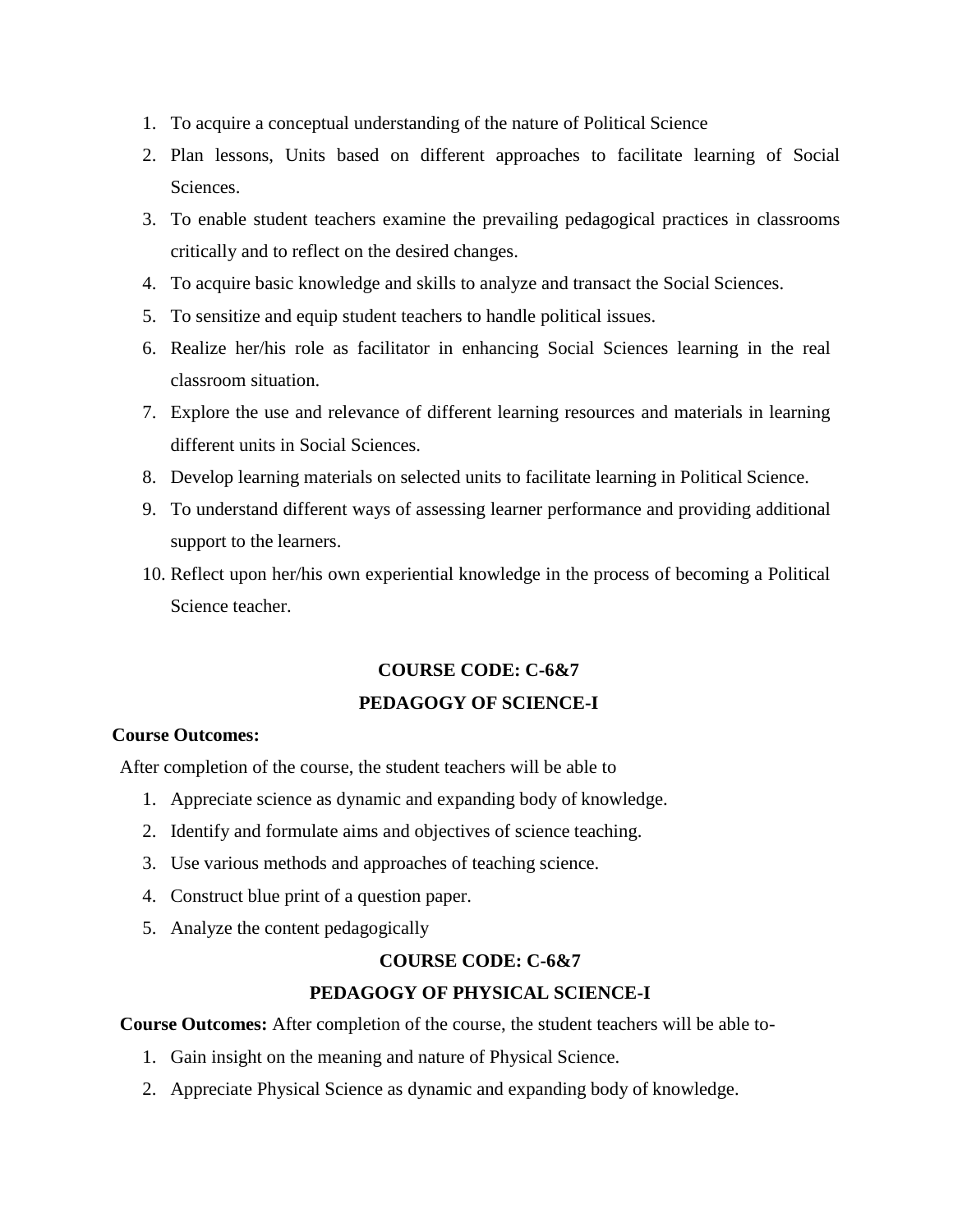1. To acquire a conceptual understanding of the nature of Political Science
2. Plan lessons, Units based on different approaches to facilitate learning of Social Sciences.
3. To enable student teachers examine the prevailing pedagogical practices in classrooms critically and to reflect on the desired changes.
4. To acquire basic knowledge and skills to analyze and transact the Social Sciences.
5. To sensitize and equip student teachers to handle political issues.
6. Realize her/his role as facilitator in enhancing Social Sciences learning in the real classroom situation.
7. Explore the use and relevance of different learning resources and materials in learning different units in Social Sciences.
8. Develop learning materials on selected units to facilitate learning in Political Science.
9. To understand different ways of assessing learner performance and providing additional support to the learners.
10. Reflect upon her/his own experiential knowledge in the process of becoming a Political Science teacher.

## COURSE CODE: C-6&7

## PEDAGOGY OF SCIENCE-I

**Course Outcomes:**

After completion of the course, the student teachers will be able to

1. Appreciate science as dynamic and expanding body of knowledge.
2. Identify and formulate aims and objectives of science teaching.
3. Use various methods and approaches of teaching science.
4. Construct blue print of a question paper.
5. Analyze the content pedagogically

## COURSE CODE: C-6&7

## PEDAGOGY OF PHYSICAL SCIENCE-I

**Course Outcomes:** After completion of the course, the student teachers will be able to-

1. Gain insight on the meaning and nature of Physical Science.
2. Appreciate Physical Science as dynamic and expanding body of knowledge.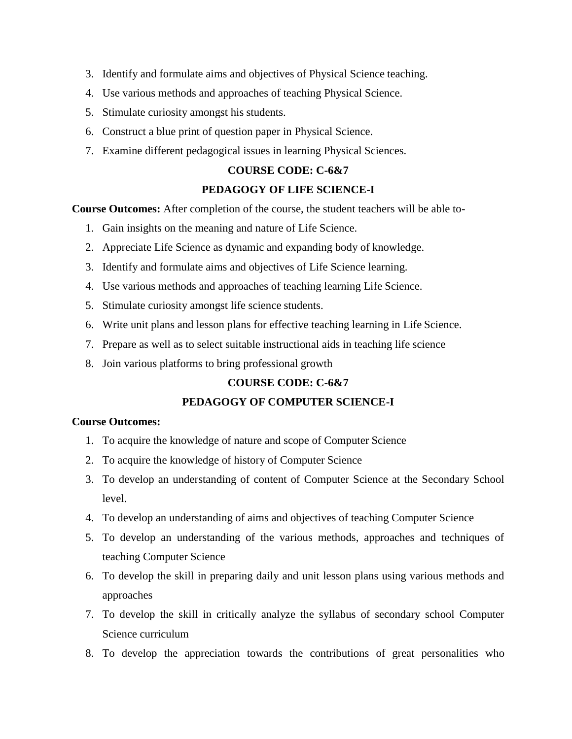3. Identify and formulate aims and objectives of Physical Science teaching.
4. Use various methods and approaches of teaching Physical Science.
5. Stimulate curiosity amongst his students.
6. Construct a blue print of question paper in Physical Science.
7. Examine different pedagogical issues in learning Physical Sciences.

**COURSE CODE: C-6&7**

**PEDAGOGY OF LIFE SCIENCE-I**

**Course Outcomes:** After completion of the course, the student teachers will be able to-

1. Gain insights on the meaning and nature of Life Science.
2. Appreciate Life Science as dynamic and expanding body of knowledge.
3. Identify and formulate aims and objectives of Life Science learning.
4. Use various methods and approaches of teaching learning Life Science.
5. Stimulate curiosity amongst life science students.
6. Write unit plans and lesson plans for effective teaching learning in Life Science.
7. Prepare as well as to select suitable instructional aids in teaching life science
8. Join various platforms to bring professional growth

**COURSE CODE: C-6&7**

**PEDAGOGY OF COMPUTER SCIENCE-I**

**Course Outcomes:**

1. To acquire the knowledge of nature and scope of Computer Science
2. To acquire the knowledge of history of Computer Science
3. To develop an understanding of content of Computer Science at the Secondary School level.
4. To develop an understanding of aims and objectives of teaching Computer Science
5. To develop an understanding of the various methods, approaches and techniques of teaching Computer Science
6. To develop the skill in preparing daily and unit lesson plans using various methods and approaches
7. To develop the skill in critically analyze the syllabus of secondary school Computer Science curriculum
8. To develop the appreciation towards the contributions of great personalities who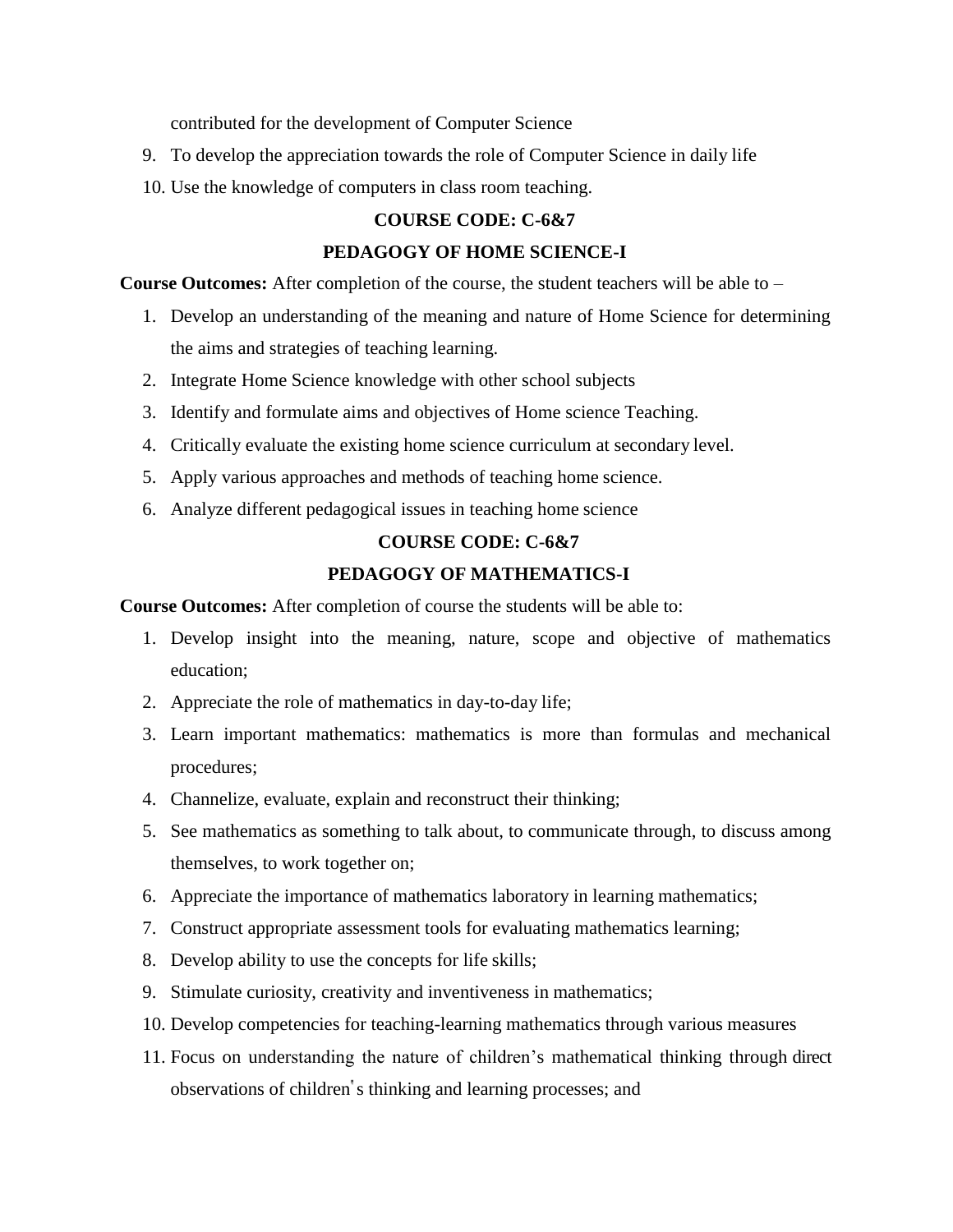contributed for the development of Computer Science

9. To develop the appreciation towards the role of Computer Science in daily life
10. Use the knowledge of computers in class room teaching.

### COURSE CODE: C-6&7

### PEDAGOGY OF HOME SCIENCE-I

**Course Outcomes:** After completion of the course, the student teachers will be able to –

1. Develop an understanding of the meaning and nature of Home Science for determining the aims and strategies of teaching learning.
2. Integrate Home Science knowledge with other school subjects
3. Identify and formulate aims and objectives of Home science Teaching.
4. Critically evaluate the existing home science curriculum at secondary level.
5. Apply various approaches and methods of teaching home science.
6. Analyze different pedagogical issues in teaching home science

### COURSE CODE: C-6&7

### PEDAGOGY OF MATHEMATICS-I

**Course Outcomes:** After completion of course the students will be able to:

1. Develop insight into the meaning, nature, scope and objective of mathematics education;
2. Appreciate the role of mathematics in day-to-day life;
3. Learn important mathematics: mathematics is more than formulas and mechanical procedures;
4. Channelize, evaluate, explain and reconstruct their thinking;
5. See mathematics as something to talk about, to communicate through, to discuss among themselves, to work together on;
6. Appreciate the importance of mathematics laboratory in learning mathematics;
7. Construct appropriate assessment tools for evaluating mathematics learning;
8. Develop ability to use the concepts for life skills;
9. Stimulate curiosity, creativity and inventiveness in mathematics;
10. Develop competencies for teaching-learning mathematics through various measures
11. Focus on understanding the nature of children's mathematical thinking through direct observations of children"s thinking and learning processes; and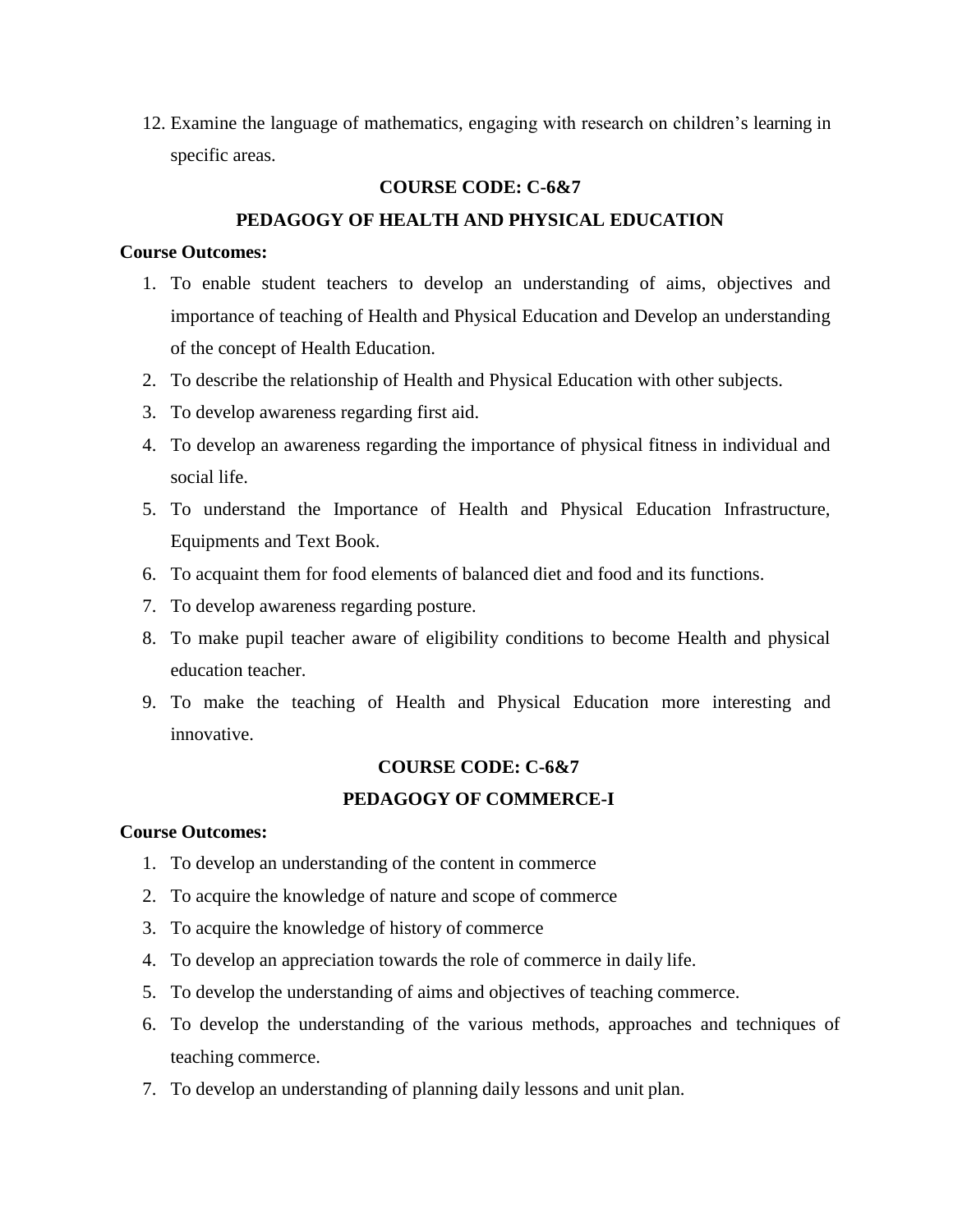12. Examine the language of mathematics, engaging with research on children's learning in specific areas.

### COURSE CODE: C-6&7

### PEDAGOGY OF HEALTH AND PHYSICAL EDUCATION

**Course Outcomes:**

1. To enable student teachers to develop an understanding of aims, objectives and importance of teaching of Health and Physical Education and Develop an understanding of the concept of Health Education.
2. To describe the relationship of Health and Physical Education with other subjects.
3. To develop awareness regarding first aid.
4. To develop an awareness regarding the importance of physical fitness in individual and social life.
5. To understand the Importance of Health and Physical Education Infrastructure, Equipments and Text Book.
6. To acquaint them for food elements of balanced diet and food and its functions.
7. To develop awareness regarding posture.
8. To make pupil teacher aware of eligibility conditions to become Health and physical education teacher.
9. To make the teaching of Health and Physical Education more interesting and innovative.

### COURSE CODE: C-6&7

### PEDAGOGY OF COMMERCE-I

**Course Outcomes:**

1. To develop an understanding of the content in commerce
2. To acquire the knowledge of nature and scope of commerce
3. To acquire the knowledge of history of commerce
4. To develop an appreciation towards the role of commerce in daily life.
5. To develop the understanding of aims and objectives of teaching commerce.
6. To develop the understanding of the various methods, approaches and techniques of teaching commerce.
7. To develop an understanding of planning daily lessons and unit plan.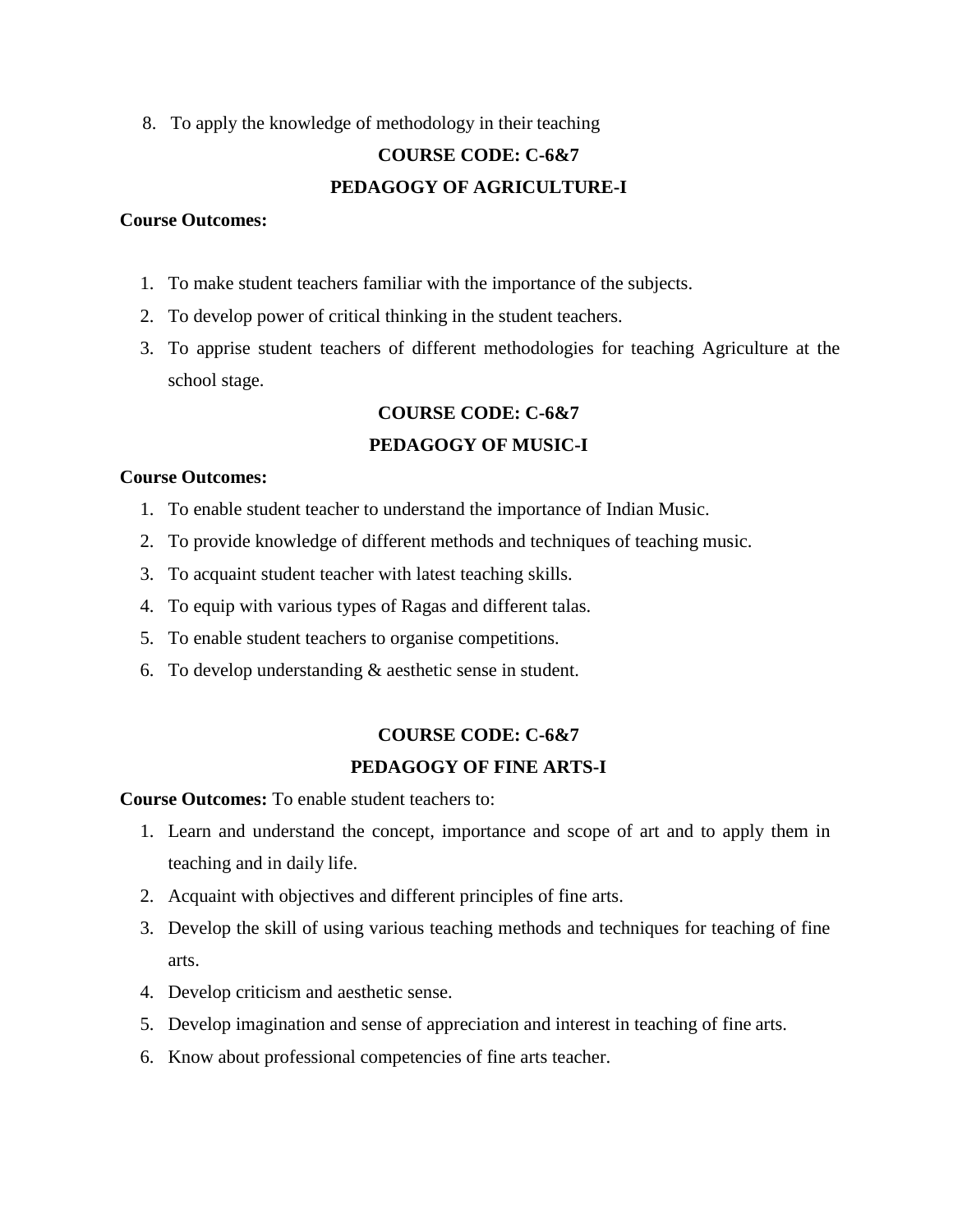8. To apply the knowledge of methodology in their teaching

## COURSE CODE: C-6&7

## PEDAGOGY OF AGRICULTURE-I

**Course Outcomes:**

1. To make student teachers familiar with the importance of the subjects.
2. To develop power of critical thinking in the student teachers.
3. To apprise student teachers of different methodologies for teaching Agriculture at the school stage.

## COURSE CODE: C-6&7

## PEDAGOGY OF MUSIC-I

**Course Outcomes:**

1. To enable student teacher to understand the importance of Indian Music.
2. To provide knowledge of different methods and techniques of teaching music.
3. To acquaint student teacher with latest teaching skills.
4. To equip with various types of Ragas and different talas.
5. To enable student teachers to organise competitions.
6. To develop understanding & aesthetic sense in student.

## COURSE CODE: C-6&7

## PEDAGOGY OF FINE ARTS-I

**Course Outcomes:** To enable student teachers to:

1. Learn and understand the concept, importance and scope of art and to apply them in teaching and in daily life.
2. Acquaint with objectives and different principles of fine arts.
3. Develop the skill of using various teaching methods and techniques for teaching of fine arts.
4. Develop criticism and aesthetic sense.
5. Develop imagination and sense of appreciation and interest in teaching of fine arts.
6. Know about professional competencies of fine arts teacher.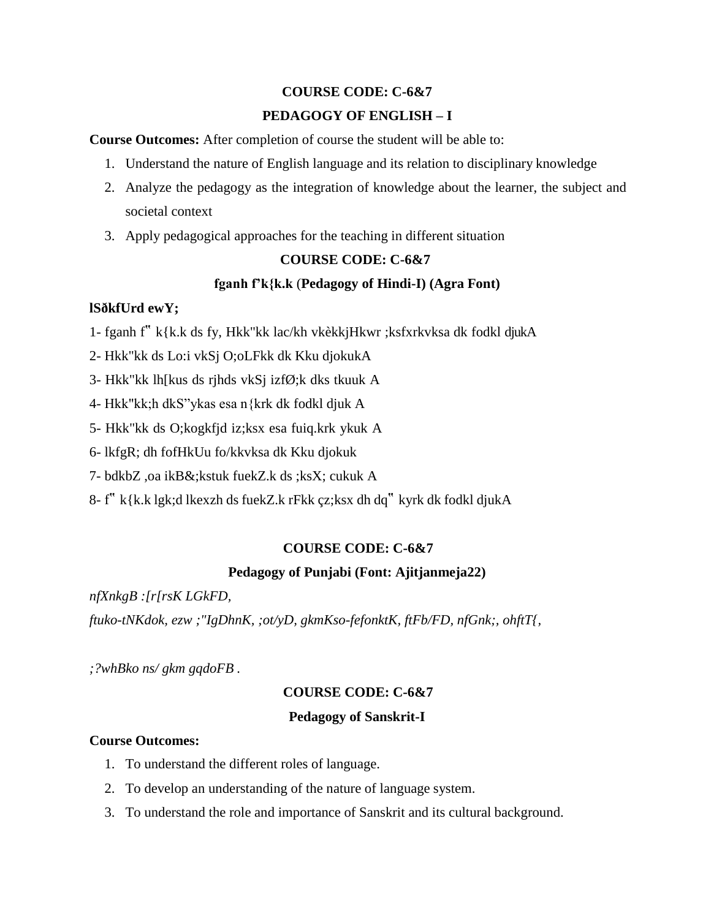**COURSE CODE: C-6&7**

**PEDAGOGY OF ENGLISH – I**

**Course Outcomes:** After completion of course the student will be able to:

1. Understand the nature of English language and its relation to disciplinary knowledge
2. Analyze the pedagogy as the integration of knowledge about the learner, the subject and societal context
3. Apply pedagogical approaches for the teaching in different situation

**COURSE CODE: C-6&7**

**fganh f'k{k.k (Pedagogy of Hindi-I) (Agra Font)**

**lSðkfUrd ewY;**

1- fganh f" k{k.k ds fy, Hkk"kk lac/kh vkèkkjHkwr ;ksfxrkvksa dk fodkl djukA

2- Hkk"kk ds Lo:i vkSj O;oLFkk dk Kku djokukA

3- Hkk"kk lh[kus ds rjhds vkSj izfØ;k dks tkuuk A

4- Hkk"kk;h dkS"ykas esa n{krk dk fodkl djuk A

5- Hkk"kk ds O;kogkfjd iz;ksx esa fuiq.krk ykuk A

6- lkfgR; dh fofHkUu fo/kkvksa dk Kku djokuk

7- bdkbZ ,oa ikB&;kstuk fuekZ.k ds ;ksX; cukuk A

8- f" k{k.k lgk;d lkexzh ds fuekZ.k rFkk çz;ksx dh dq" kyrk dk fodkl djukA

**COURSE CODE: C-6&7**

**Pedagogy of Punjabi (Font: Ajitjanmeja22)**

*nfXnkgB :[r[rsK LGkFD,*

*ftuko-tNKdok, ezw ;"IgDhnK, ;ot/yD, gkmKso-fefonktK, ftFb/FD, nfGnk;, ohftT{,*

*;?whBko ns/ gkm gqdoFB .*

**COURSE CODE: C-6&7**

**Pedagogy of Sanskrit-I**

**Course Outcomes:**

1. To understand the different roles of language.
2. To develop an understanding of the nature of language system.
3. To understand the role and importance of Sanskrit and its cultural background.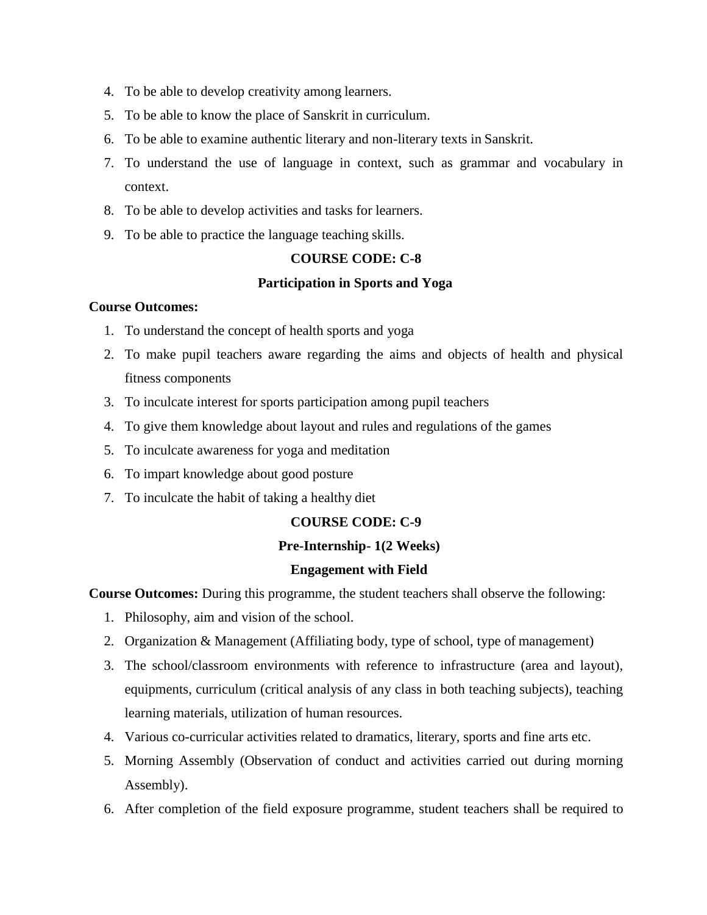4. To be able to develop creativity among learners.
5. To be able to know the place of Sanskrit in curriculum.
6. To be able to examine authentic literary and non-literary texts in Sanskrit.
7. To understand the use of language in context, such as grammar and vocabulary in context.
8. To be able to develop activities and tasks for learners.
9. To be able to practice the language teaching skills.

**COURSE CODE: C-8**

**Participation in Sports and Yoga**

**Course Outcomes:**

1. To understand the concept of health sports and yoga
2. To make pupil teachers aware regarding the aims and objects of health and physical fitness components
3. To inculcate interest for sports participation among pupil teachers
4. To give them knowledge about layout and rules and regulations of the games
5. To inculcate awareness for yoga and meditation
6. To impart knowledge about good posture
7. To inculcate the habit of taking a healthy diet

**COURSE CODE: C-9**

**Pre-Internship- 1(2 Weeks)**

**Engagement with Field**

**Course Outcomes:** During this programme, the student teachers shall observe the following:

1. Philosophy, aim and vision of the school.
2. Organization & Management (Affiliating body, type of school, type of management)
3. The school/classroom environments with reference to infrastructure (area and layout), equipments, curriculum (critical analysis of any class in both teaching subjects), teaching learning materials, utilization of human resources.
4. Various co-curricular activities related to dramatics, literary, sports and fine arts etc.
5. Morning Assembly (Observation of conduct and activities carried out during morning Assembly).
6. After completion of the field exposure programme, student teachers shall be required to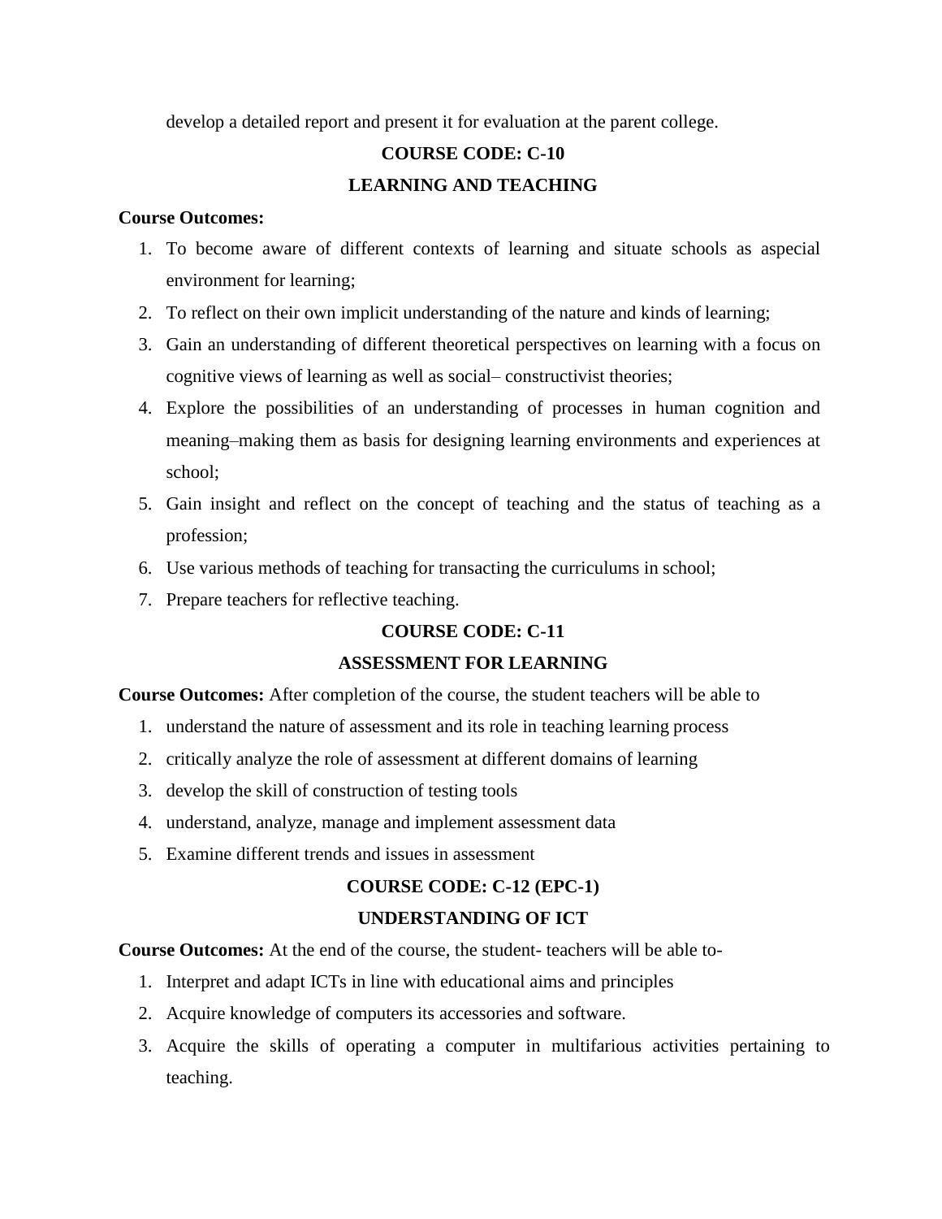develop a detailed report and present it for evaluation at the parent college.

## COURSE CODE: C-10

## LEARNING AND TEACHING

**Course Outcomes:**

1. To become aware of different contexts of learning and situate schools as aspecial environment for learning;
2. To reflect on their own implicit understanding of the nature and kinds of learning;
3. Gain an understanding of different theoretical perspectives on learning with a focus on cognitive views of learning as well as social– constructivist theories;
4. Explore the possibilities of an understanding of processes in human cognition and meaning–making them as basis for designing learning environments and experiences at school;
5. Gain insight and reflect on the concept of teaching and the status of teaching as a profession;
6. Use various methods of teaching for transacting the curriculums in school;
7. Prepare teachers for reflective teaching.

## COURSE CODE: C-11

## ASSESSMENT FOR LEARNING

**Course Outcomes:** After completion of the course, the student teachers will be able to

1. understand the nature of assessment and its role in teaching learning process
2. critically analyze the role of assessment at different domains of learning
3. develop the skill of construction of testing tools
4. understand, analyze, manage and implement assessment data
5. Examine different trends and issues in assessment

## COURSE CODE: C-12 (EPC-1)

## UNDERSTANDING OF ICT

**Course Outcomes:** At the end of the course, the student- teachers will be able to-

1. Interpret and adapt ICTs in line with educational aims and principles
2. Acquire knowledge of computers its accessories and software.
3. Acquire the skills of operating a computer in multifarious activities pertaining to teaching.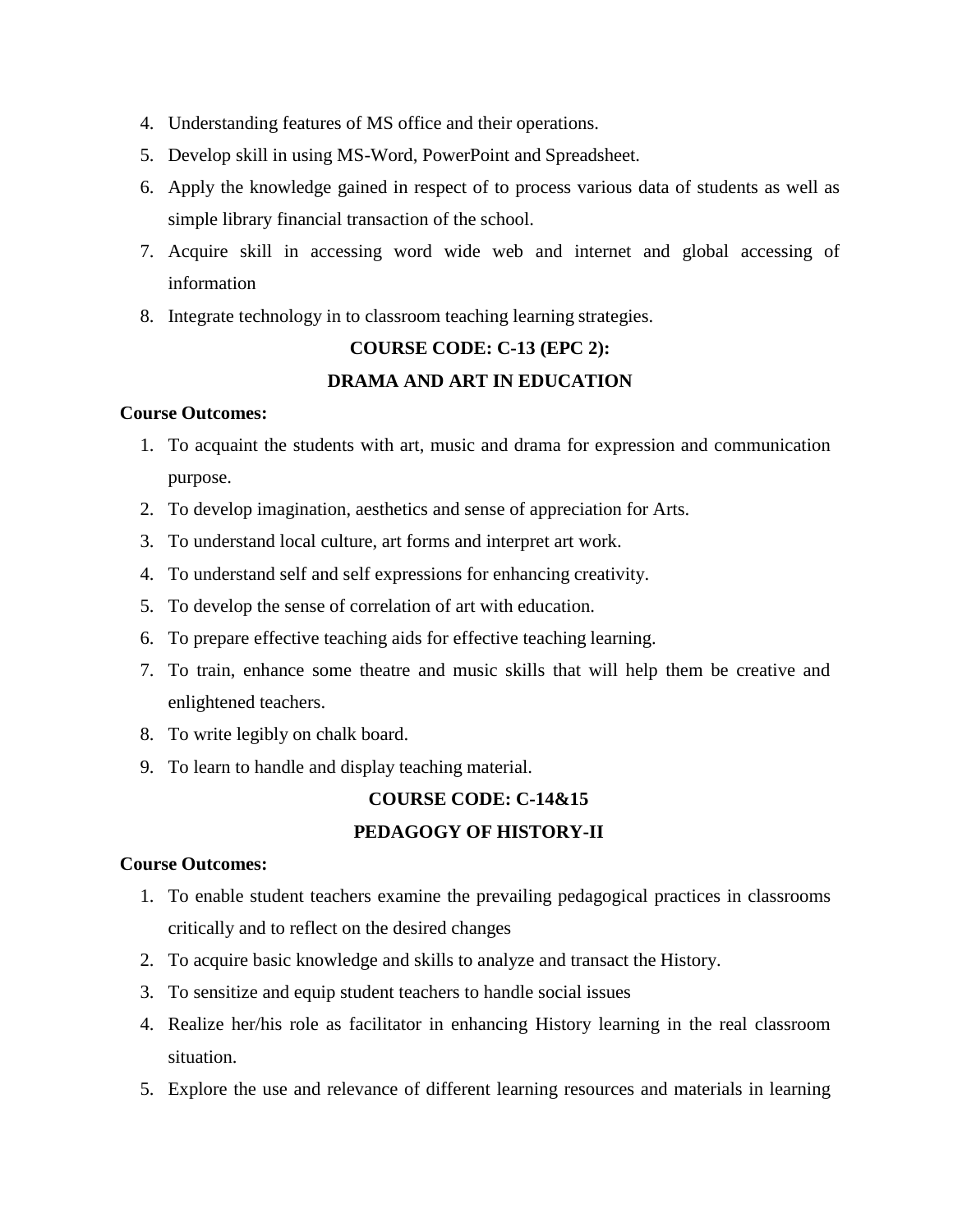4. Understanding features of MS office and their operations.
5. Develop skill in using MS-Word, PowerPoint and Spreadsheet.
6. Apply the knowledge gained in respect of to process various data of students as well as simple library financial transaction of the school.
7. Acquire skill in accessing word wide web and internet and global accessing of information
8. Integrate technology in to classroom teaching learning strategies.

**COURSE CODE: C-13 (EPC 2):**

**DRAMA AND ART IN EDUCATION**

**Course Outcomes:**

1. To acquaint the students with art, music and drama for expression and communication purpose.
2. To develop imagination, aesthetics and sense of appreciation for Arts.
3. To understand local culture, art forms and interpret art work.
4. To understand self and self expressions for enhancing creativity.
5. To develop the sense of correlation of art with education.
6. To prepare effective teaching aids for effective teaching learning.
7. To train, enhance some theatre and music skills that will help them be creative and enlightened teachers.
8. To write legibly on chalk board.
9. To learn to handle and display teaching material.

**COURSE CODE: C-14&15**

**PEDAGOGY OF HISTORY-II**

**Course Outcomes:**

1. To enable student teachers examine the prevailing pedagogical practices in classrooms critically and to reflect on the desired changes
2. To acquire basic knowledge and skills to analyze and transact the History.
3. To sensitize and equip student teachers to handle social issues
4. Realize her/his role as facilitator in enhancing History learning in the real classroom situation.
5. Explore the use and relevance of different learning resources and materials in learning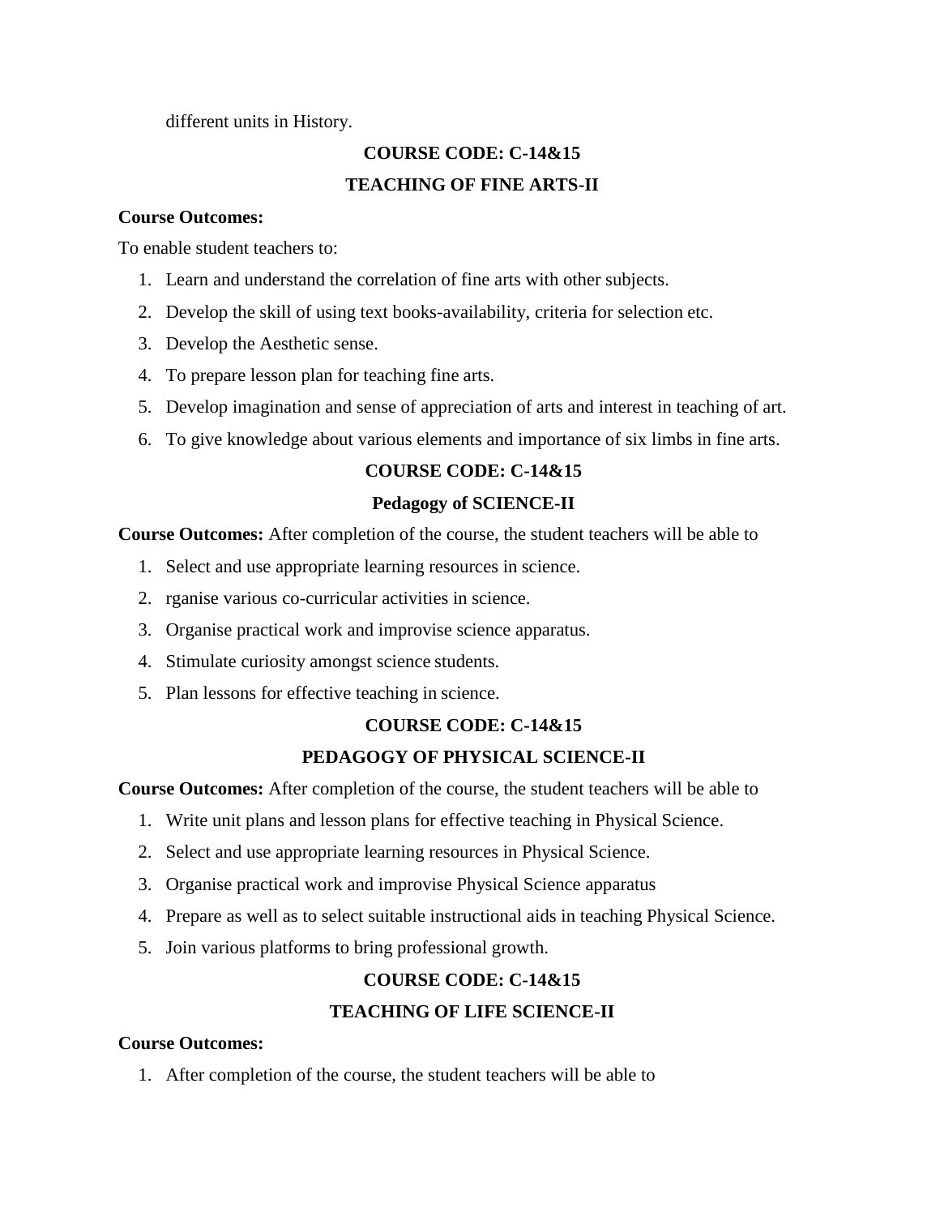different units in History.

**COURSE CODE: C-14&15**

**TEACHING OF FINE ARTS-II**

**Course Outcomes:**

To enable student teachers to:

1. Learn and understand the correlation of fine arts with other subjects.
2. Develop the skill of using text books-availability, criteria for selection etc.
3. Develop the Aesthetic sense.
4. To prepare lesson plan for teaching fine arts.
5. Develop imagination and sense of appreciation of arts and interest in teaching of art.
6. To give knowledge about various elements and importance of six limbs in fine arts.

**COURSE CODE: C-14&15**

**Pedagogy of SCIENCE-II**

**Course Outcomes:** After completion of the course, the student teachers will be able to

1. Select and use appropriate learning resources in science.
2. rganise various co-curricular activities in science.
3. Organise practical work and improvise science apparatus.
4. Stimulate curiosity amongst science students.
5. Plan lessons for effective teaching in science.

**COURSE CODE: C-14&15**

**PEDAGOGY OF PHYSICAL SCIENCE-II**

**Course Outcomes:** After completion of the course, the student teachers will be able to

1. Write unit plans and lesson plans for effective teaching in Physical Science.
2. Select and use appropriate learning resources in Physical Science.
3. Organise practical work and improvise Physical Science apparatus
4. Prepare as well as to select suitable instructional aids in teaching Physical Science.
5. Join various platforms to bring professional growth.

**COURSE CODE: C-14&15**

**TEACHING OF LIFE SCIENCE-II**

**Course Outcomes:**

1. After completion of the course, the student teachers will be able to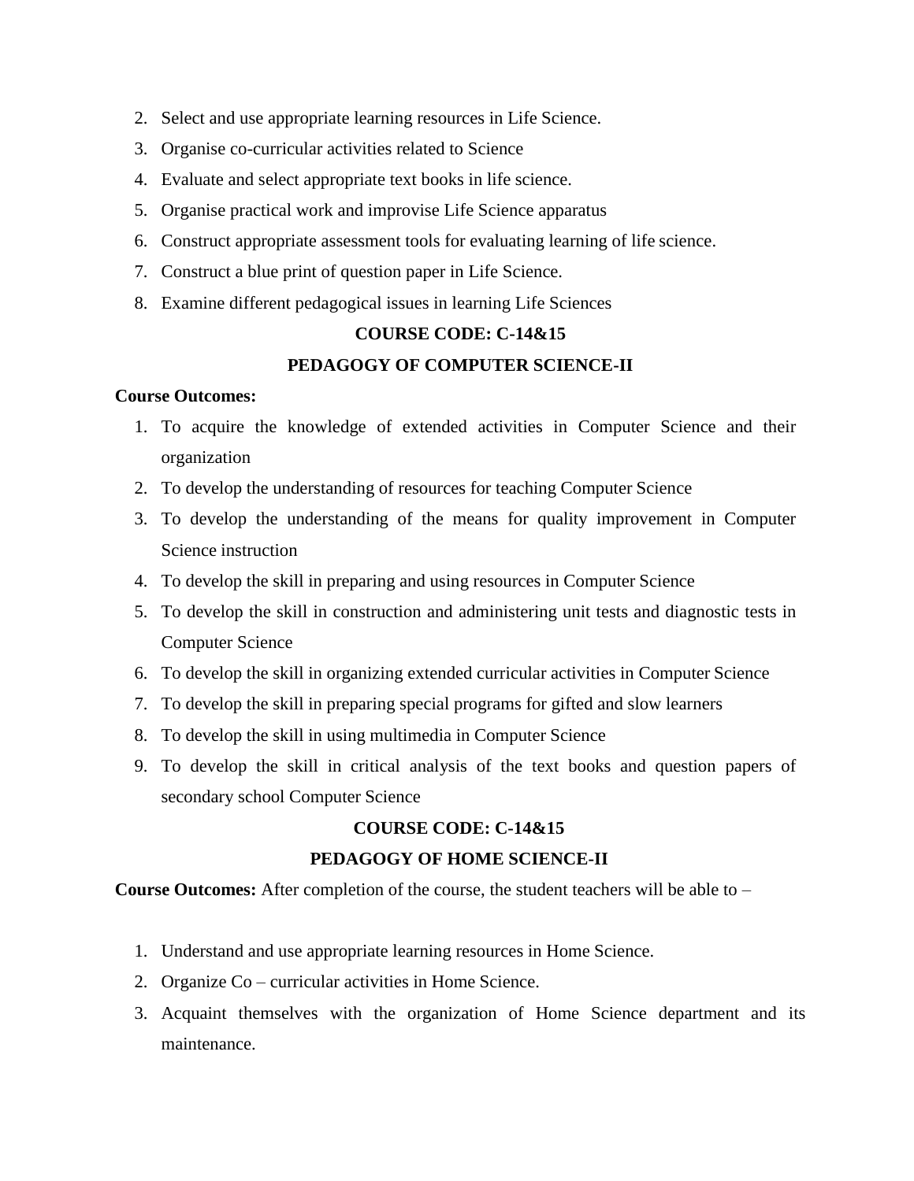2. Select and use appropriate learning resources in Life Science.
3. Organise co-curricular activities related to Science
4. Evaluate and select appropriate text books in life science.
5. Organise practical work and improvise Life Science apparatus
6. Construct appropriate assessment tools for evaluating learning of life science.
7. Construct a blue print of question paper in Life Science.
8. Examine different pedagogical issues in learning Life Sciences

**COURSE CODE: C-14&15**

**PEDAGOGY OF COMPUTER SCIENCE-II**

**Course Outcomes:**

1. To acquire the knowledge of extended activities in Computer Science and their organization
2. To develop the understanding of resources for teaching Computer Science
3. To develop the understanding of the means for quality improvement in Computer Science instruction
4. To develop the skill in preparing and using resources in Computer Science
5. To develop the skill in construction and administering unit tests and diagnostic tests in Computer Science
6. To develop the skill in organizing extended curricular activities in Computer Science
7. To develop the skill in preparing special programs for gifted and slow learners
8. To develop the skill in using multimedia in Computer Science
9. To develop the skill in critical analysis of the text books and question papers of secondary school Computer Science

**COURSE CODE: C-14&15**

**PEDAGOGY OF HOME SCIENCE-II**

**Course Outcomes:** After completion of the course, the student teachers will be able to –

1. Understand and use appropriate learning resources in Home Science.
2. Organize Co – curricular activities in Home Science.
3. Acquaint themselves with the organization of Home Science department and its maintenance.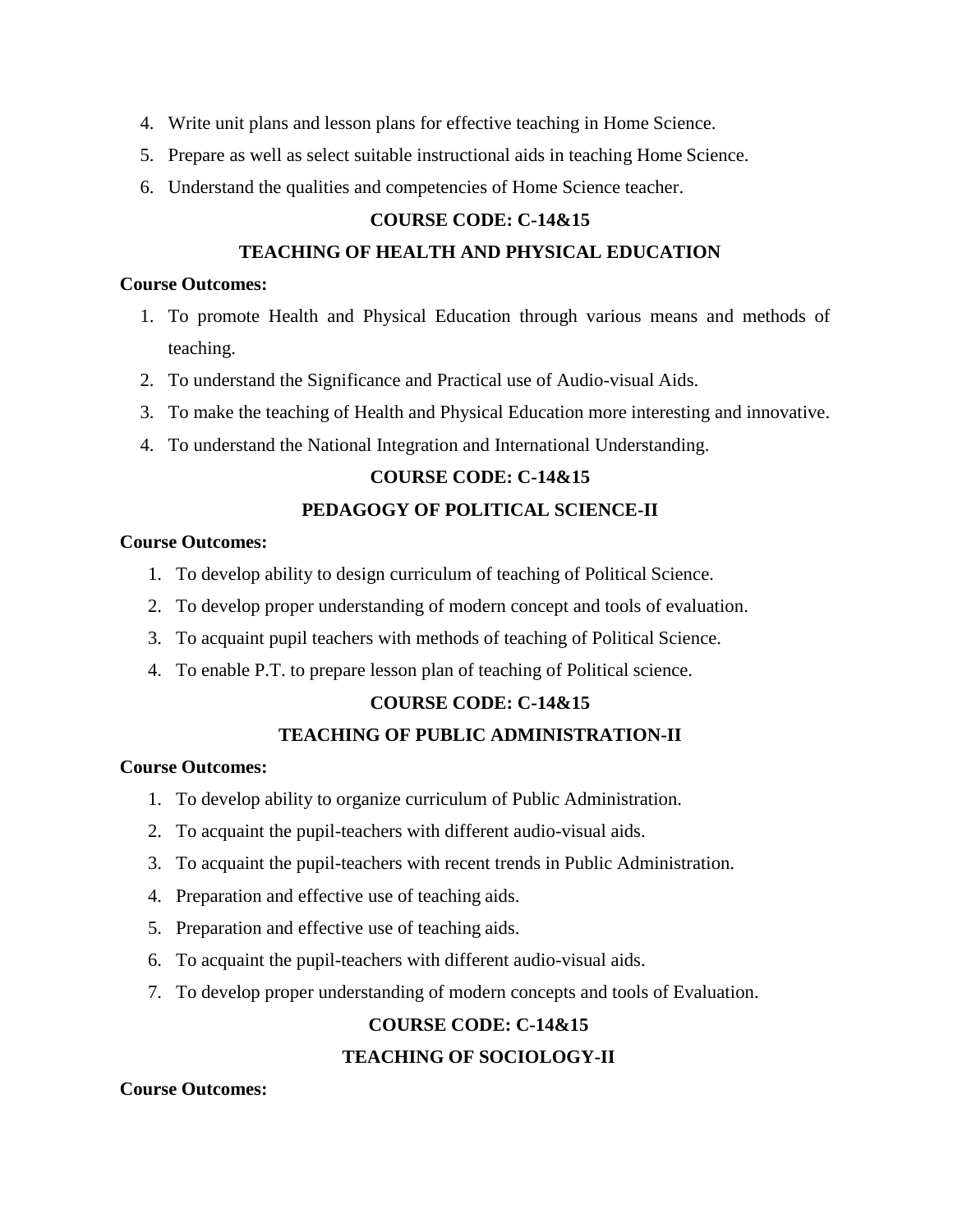4. Write unit plans and lesson plans for effective teaching in Home Science.
5. Prepare as well as select suitable instructional aids in teaching Home Science.
6. Understand the qualities and competencies of Home Science teacher.

**COURSE CODE: C-14&15**

**TEACHING OF HEALTH AND PHYSICAL EDUCATION**

**Course Outcomes:**

1. To promote Health and Physical Education through various means and methods of teaching.
2. To understand the Significance and Practical use of Audio-visual Aids.
3. To make the teaching of Health and Physical Education more interesting and innovative.
4. To understand the National Integration and International Understanding.

**COURSE CODE: C-14&15**

**PEDAGOGY OF POLITICAL SCIENCE-II**

**Course Outcomes:**

1. To develop ability to design curriculum of teaching of Political Science.
2. To develop proper understanding of modern concept and tools of evaluation.
3. To acquaint pupil teachers with methods of teaching of Political Science.
4. To enable P.T. to prepare lesson plan of teaching of Political science.

**COURSE CODE: C-14&15**

**TEACHING OF PUBLIC ADMINISTRATION-II**

**Course Outcomes:**

1. To develop ability to organize curriculum of Public Administration.
2. To acquaint the pupil-teachers with different audio-visual aids.
3. To acquaint the pupil-teachers with recent trends in Public Administration.
4. Preparation and effective use of teaching aids.
5. Preparation and effective use of teaching aids.
6. To acquaint the pupil-teachers with different audio-visual aids.
7. To develop proper understanding of modern concepts and tools of Evaluation.

**COURSE CODE: C-14&15**

**TEACHING OF SOCIOLOGY-II**

**Course Outcomes:**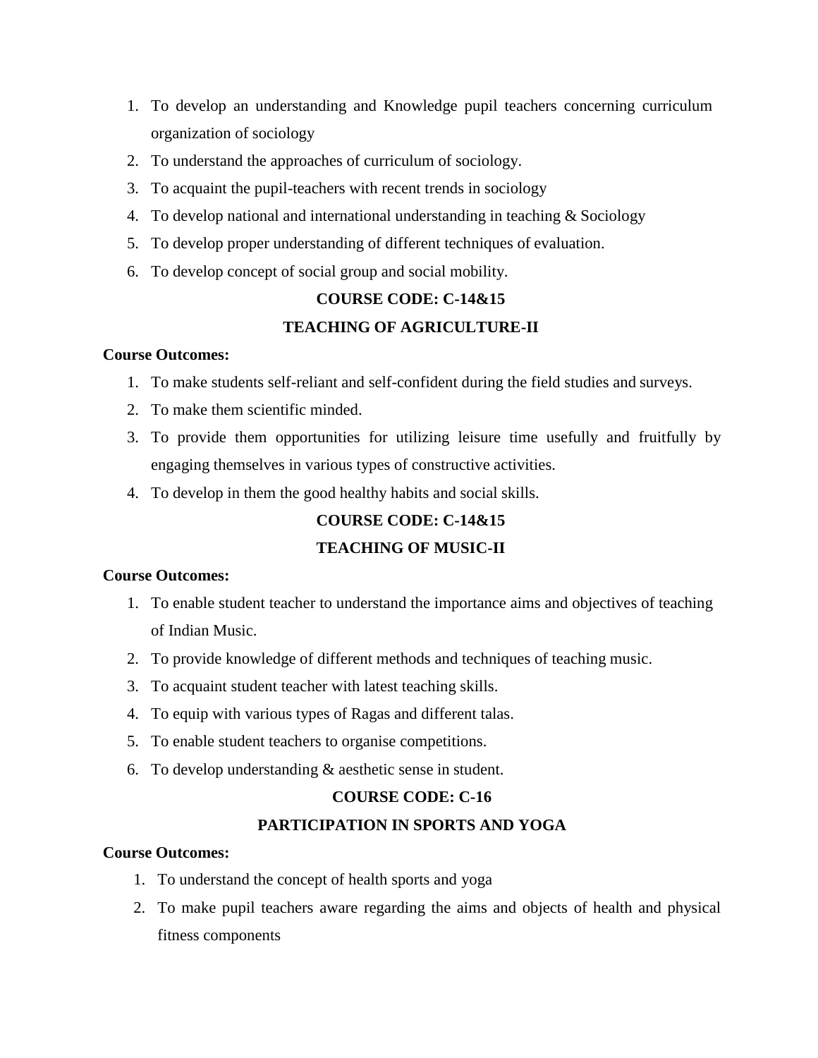1. To develop an understanding and Knowledge pupil teachers concerning curriculum organization of sociology
2. To understand the approaches of curriculum of sociology.
3. To acquaint the pupil-teachers with recent trends in sociology
4. To develop national and international understanding in teaching & Sociology
5. To develop proper understanding of different techniques of evaluation.
6. To develop concept of social group and social mobility.

**COURSE CODE: C-14&15**

**TEACHING OF AGRICULTURE-II**

**Course Outcomes:**

1. To make students self-reliant and self-confident during the field studies and surveys.
2. To make them scientific minded.
3. To provide them opportunities for utilizing leisure time usefully and fruitfully by engaging themselves in various types of constructive activities.
4. To develop in them the good healthy habits and social skills.

**COURSE CODE: C-14&15**

**TEACHING OF MUSIC-II**

**Course Outcomes:**

1. To enable student teacher to understand the importance aims and objectives of teaching of Indian Music.
2. To provide knowledge of different methods and techniques of teaching music.
3. To acquaint student teacher with latest teaching skills.
4. To equip with various types of Ragas and different talas.
5. To enable student teachers to organise competitions.
6. To develop understanding & aesthetic sense in student.

**COURSE CODE: C-16**

**PARTICIPATION IN SPORTS AND YOGA**

**Course Outcomes:**

1. To understand the concept of health sports and yoga
2. To make pupil teachers aware regarding the aims and objects of health and physical fitness components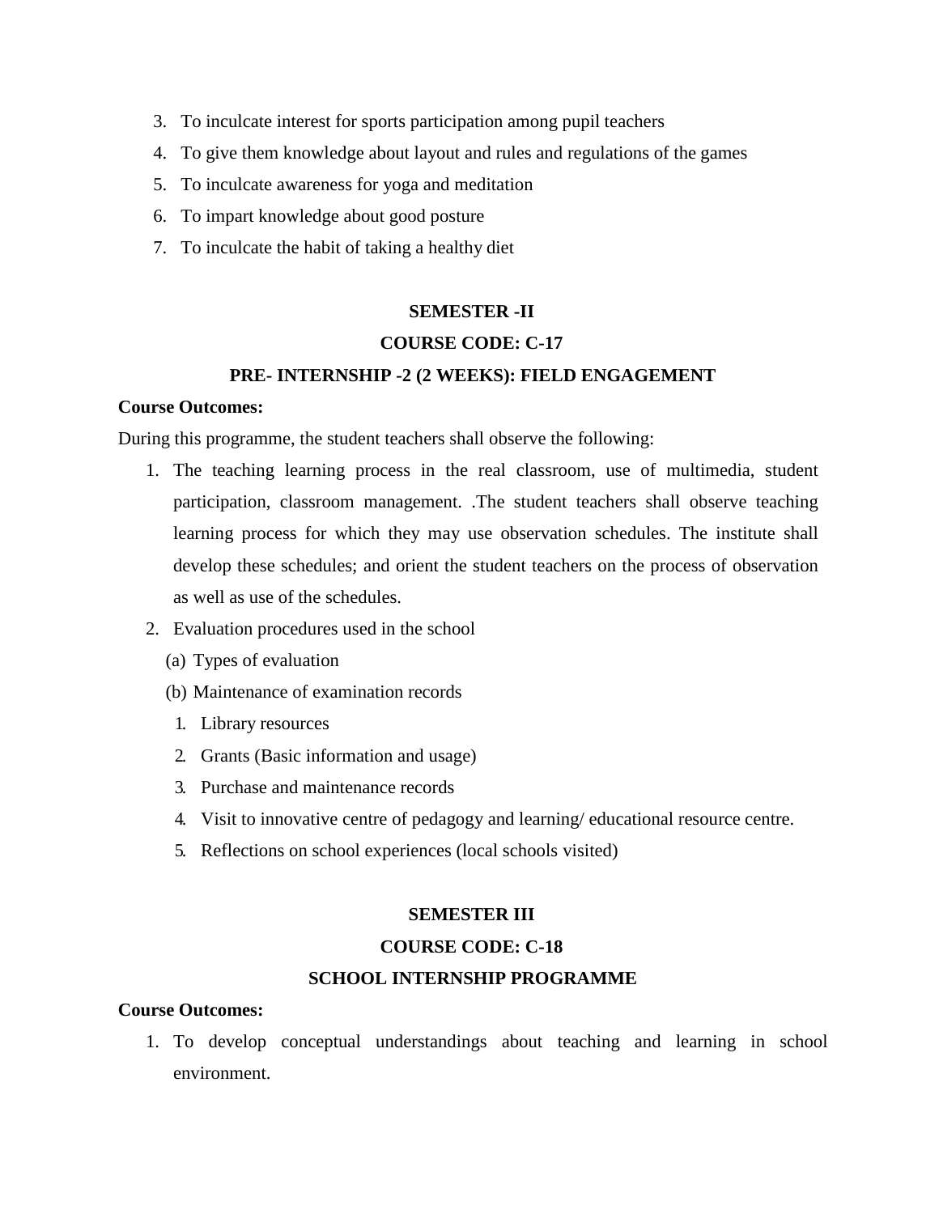3. To inculcate interest for sports participation among pupil teachers
4. To give them knowledge about layout and rules and regulations of the games
5. To inculcate awareness for yoga and meditation
6. To impart knowledge about good posture
7. To inculcate the habit of taking a healthy diet

**SEMESTER -II**

**COURSE CODE: C-17**

**PRE- INTERNSHIP -2 (2 WEEKS): FIELD ENGAGEMENT**

**Course Outcomes:**

During this programme, the student teachers shall observe the following:

1. The teaching learning process in the real classroom, use of multimedia, student participation, classroom management. .The student teachers shall observe teaching learning process for which they may use observation schedules. The institute shall develop these schedules; and orient the student teachers on the process of observation as well as use of the schedules.
2. Evaluation procedures used in the school
   (a) Types of evaluation
   (b) Maintenance of examination records
      1. Library resources
      2. Grants (Basic information and usage)
      3. Purchase and maintenance records
      4. Visit to innovative centre of pedagogy and learning/ educational resource centre.
      5. Reflections on school experiences (local schools visited)

**SEMESTER III**

**COURSE CODE: C-18**

**SCHOOL INTERNSHIP PROGRAMME**

**Course Outcomes:**

1. To develop conceptual understandings about teaching and learning in school environment.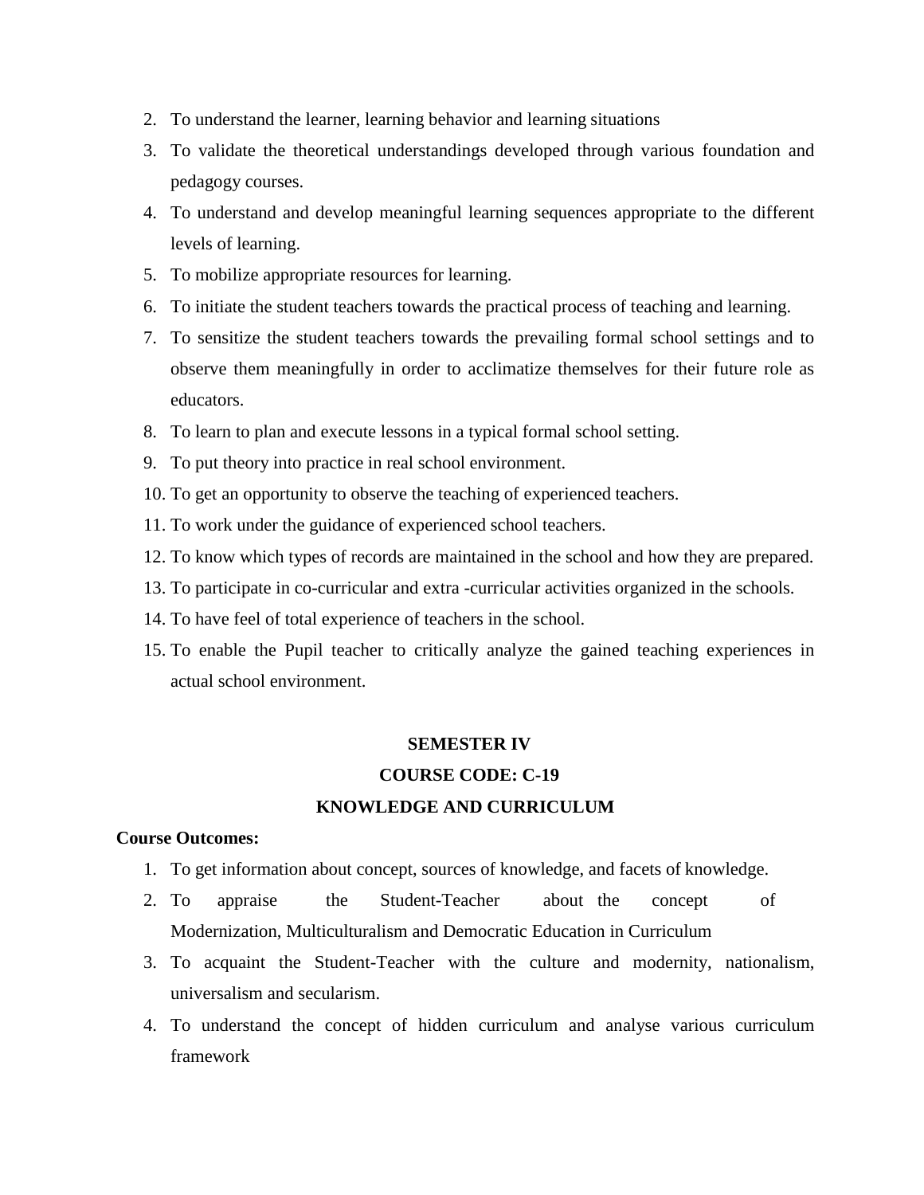2. To understand the learner, learning behavior and learning situations
3. To validate the theoretical understandings developed through various foundation and pedagogy courses.
4. To understand and develop meaningful learning sequences appropriate to the different levels of learning.
5. To mobilize appropriate resources for learning.
6. To initiate the student teachers towards the practical process of teaching and learning.
7. To sensitize the student teachers towards the prevailing formal school settings and to observe them meaningfully in order to acclimatize themselves for their future role as educators.
8. To learn to plan and execute lessons in a typical formal school setting.
9. To put theory into practice in real school environment.
10. To get an opportunity to observe the teaching of experienced teachers.
11. To work under the guidance of experienced school teachers.
12. To know which types of records are maintained in the school and how they are prepared.
13. To participate in co-curricular and extra -curricular activities organized in the schools.
14. To have feel of total experience of teachers in the school.
15. To enable the Pupil teacher to critically analyze the gained teaching experiences in actual school environment.

**SEMESTER IV**

**COURSE CODE: C-19**

**KNOWLEDGE AND CURRICULUM**

**Course Outcomes:**

1. To get information about concept, sources of knowledge, and facets of knowledge.
2. To appraise the Student-Teacher about the concept of Modernization, Multiculturalism and Democratic Education in Curriculum
3. To acquaint the Student-Teacher with the culture and modernity, nationalism, universalism and secularism.
4. To understand the concept of hidden curriculum and analyse various curriculum framework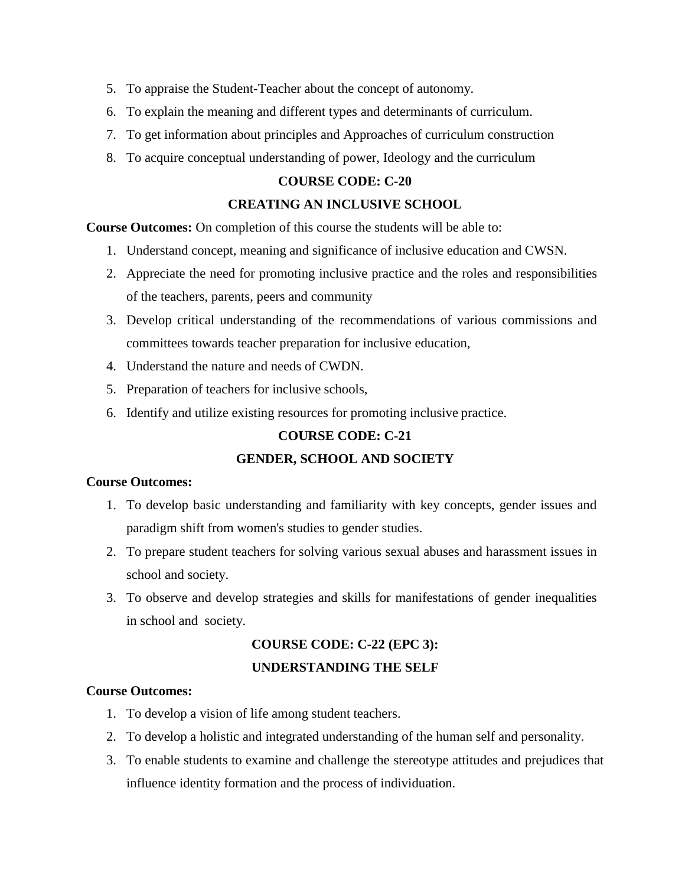5. To appraise the Student-Teacher about the concept of autonomy.
6. To explain the meaning and different types and determinants of curriculum.
7. To get information about principles and Approaches of curriculum construction
8. To acquire conceptual understanding of power, Ideology and the curriculum

## COURSE CODE: C-20

## CREATING AN INCLUSIVE SCHOOL

**Course Outcomes:** On completion of this course the students will be able to:

1. Understand concept, meaning and significance of inclusive education and CWSN.
2. Appreciate the need for promoting inclusive practice and the roles and responsibilities of the teachers, parents, peers and community
3. Develop critical understanding of the recommendations of various commissions and committees towards teacher preparation for inclusive education,
4. Understand the nature and needs of CWDN.
5. Preparation of teachers for inclusive schools,
6. Identify and utilize existing resources for promoting inclusive practice.

## COURSE CODE: C-21

## GENDER, SCHOOL AND SOCIETY

**Course Outcomes:**

1. To develop basic understanding and familiarity with key concepts, gender issues and paradigm shift from women's studies to gender studies.
2. To prepare student teachers for solving various sexual abuses and harassment issues in school and society.
3. To observe and develop strategies and skills for manifestations of gender inequalities in school and society.

## COURSE CODE: C-22 (EPC 3):

## UNDERSTANDING THE SELF

**Course Outcomes:**

1. To develop a vision of life among student teachers.
2. To develop a holistic and integrated understanding of the human self and personality.
3. To enable students to examine and challenge the stereotype attitudes and prejudices that influence identity formation and the process of individuation.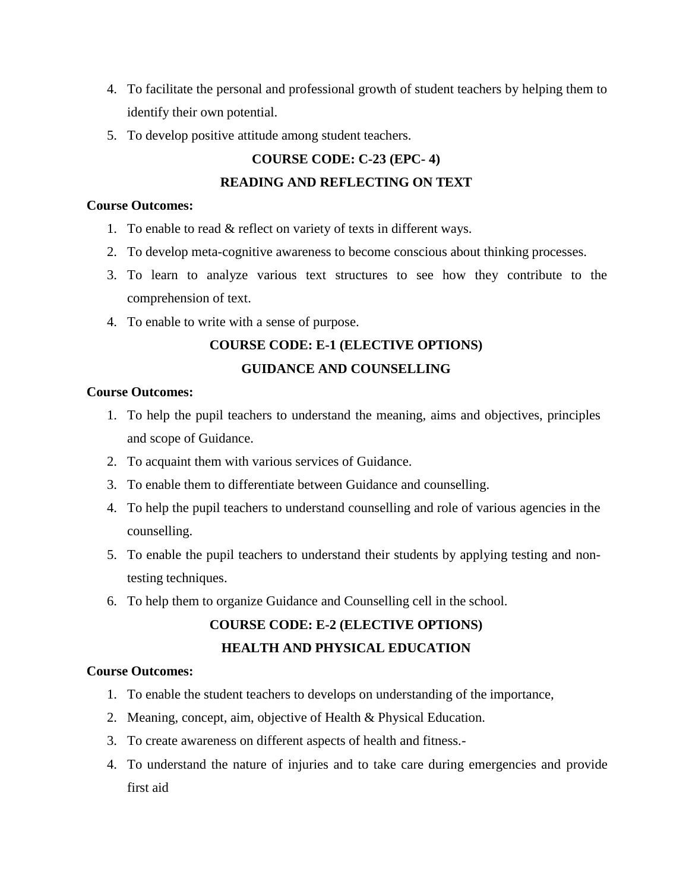4. To facilitate the personal and professional growth of student teachers by helping them to identify their own potential.
5. To develop positive attitude among student teachers.

**COURSE CODE: C-23 (EPC- 4)**

**READING AND REFLECTING ON TEXT**

**Course Outcomes:**

1. To enable to read & reflect on variety of texts in different ways.
2. To develop meta-cognitive awareness to become conscious about thinking processes.
3. To learn to analyze various text structures to see how they contribute to the comprehension of text.
4. To enable to write with a sense of purpose.

**COURSE CODE: E-1 (ELECTIVE OPTIONS)**

**GUIDANCE AND COUNSELLING**

**Course Outcomes:**

1. To help the pupil teachers to understand the meaning, aims and objectives, principles and scope of Guidance.
2. To acquaint them with various services of Guidance.
3. To enable them to differentiate between Guidance and counselling.
4. To help the pupil teachers to understand counselling and role of various agencies in the counselling.
5. To enable the pupil teachers to understand their students by applying testing and non-testing techniques.
6. To help them to organize Guidance and Counselling cell in the school.

**COURSE CODE: E-2 (ELECTIVE OPTIONS)**

**HEALTH AND PHYSICAL EDUCATION**

**Course Outcomes:**

1. To enable the student teachers to develops on understanding of the importance,
2. Meaning, concept, aim, objective of Health & Physical Education.
3. To create awareness on different aspects of health and fitness.-
4. To understand the nature of injuries and to take care during emergencies and provide first aid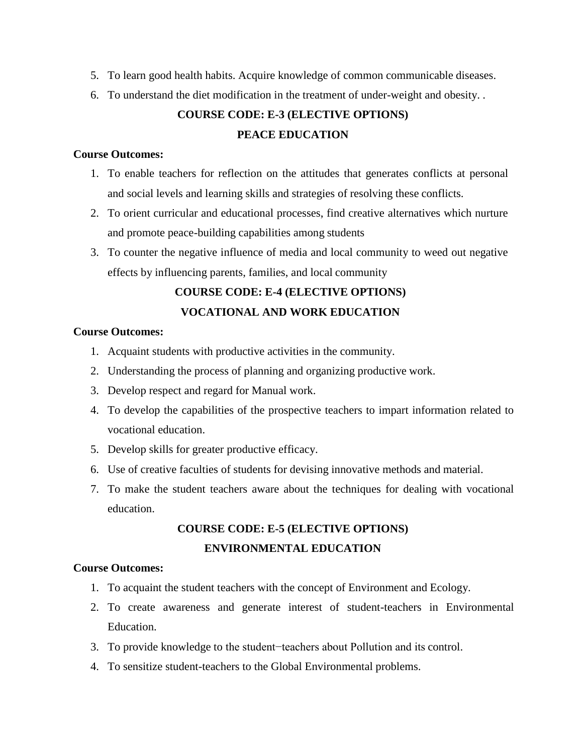5. To learn good health habits. Acquire knowledge of common communicable diseases.
6. To understand the diet modification in the treatment of under-weight and obesity. .

## COURSE CODE: E-3 (ELECTIVE OPTIONS)

## PEACE EDUCATION

**Course Outcomes:**

1. To enable teachers for reflection on the attitudes that generates conflicts at personal and social levels and learning skills and strategies of resolving these conflicts.
2. To orient curricular and educational processes, find creative alternatives which nurture and promote peace-building capabilities among students
3. To counter the negative influence of media and local community to weed out negative effects by influencing parents, families, and local community

## COURSE CODE: E-4 (ELECTIVE OPTIONS)

## VOCATIONAL AND WORK EDUCATION

**Course Outcomes:**

1. Acquaint students with productive activities in the community.
2. Understanding the process of planning and organizing productive work.
3. Develop respect and regard for Manual work.
4. To develop the capabilities of the prospective teachers to impart information related to vocational education.
5. Develop skills for greater productive efficacy.
6. Use of creative faculties of students for devising innovative methods and material.
7. To make the student teachers aware about the techniques for dealing with vocational education.

## COURSE CODE: E-5 (ELECTIVE OPTIONS)

## ENVIRONMENTAL EDUCATION

**Course Outcomes:**

1. To acquaint the student teachers with the concept of Environment and Ecology.
2. To create awareness and generate interest of student-teachers in Environmental Education.
3. To provide knowledge to the student–teachers about Pollution and its control.
4. To sensitize student-teachers to the Global Environmental problems.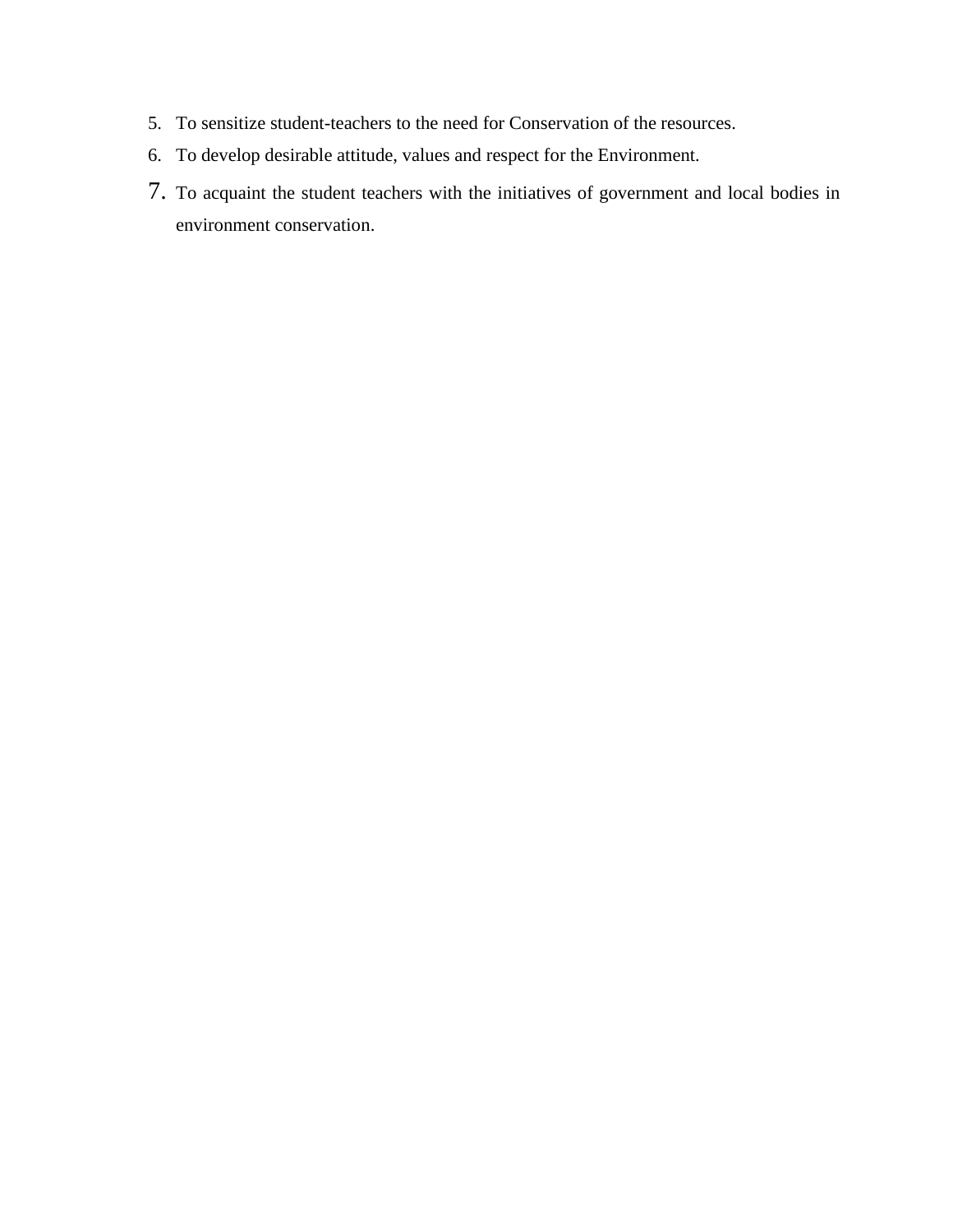5. To sensitize student-teachers to the need for Conservation of the resources.
6. To develop desirable attitude, values and respect for the Environment.
7. To acquaint the student teachers with the initiatives of government and local bodies in environment conservation.